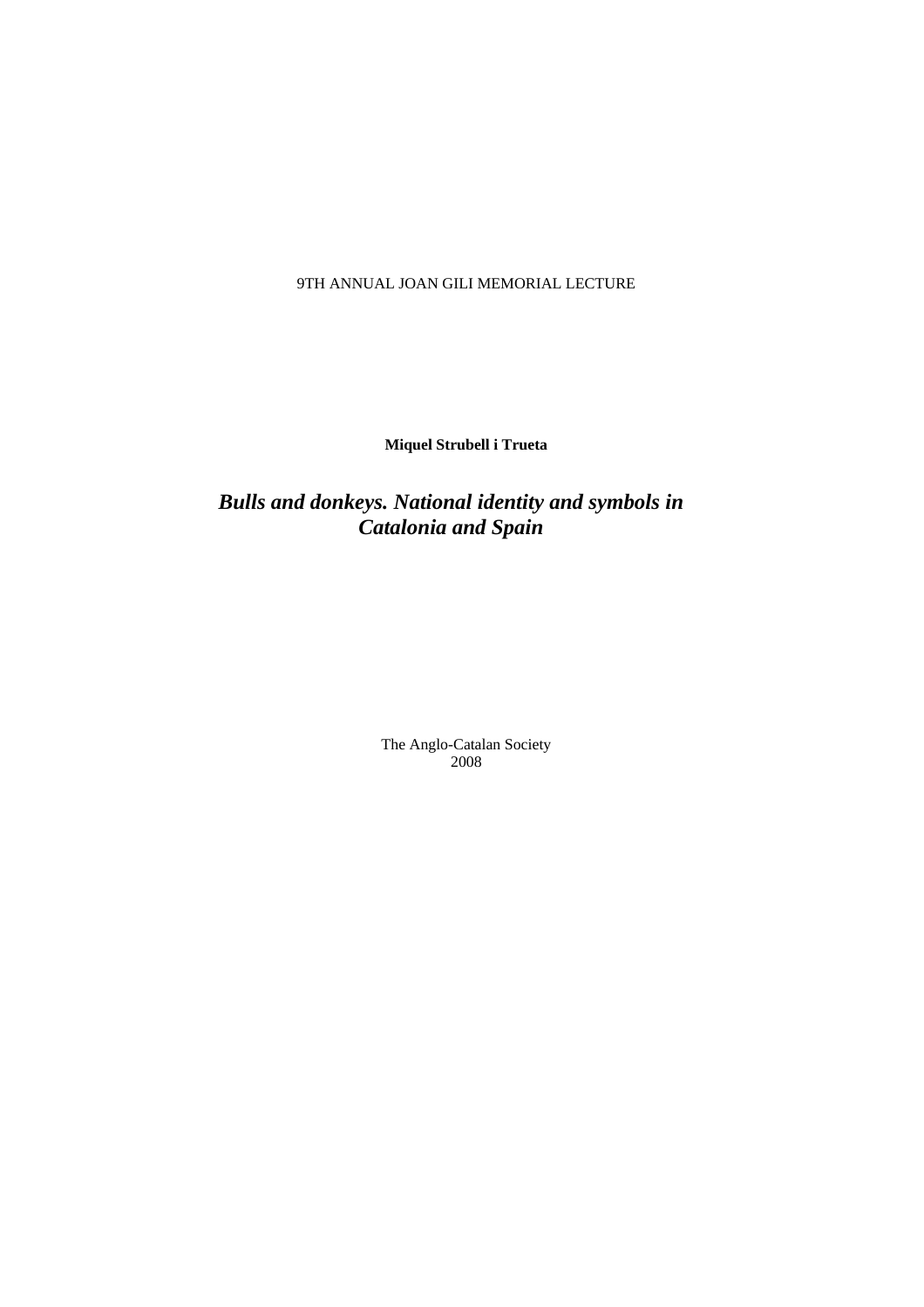9TH ANNUAL JOAN GILI MEMORIAL LECTURE

**Miquel Strubell i Trueta**

# *Bulls and donkeys. National identity and symbols in Catalonia and Spain*

The Anglo-Catalan Society
2008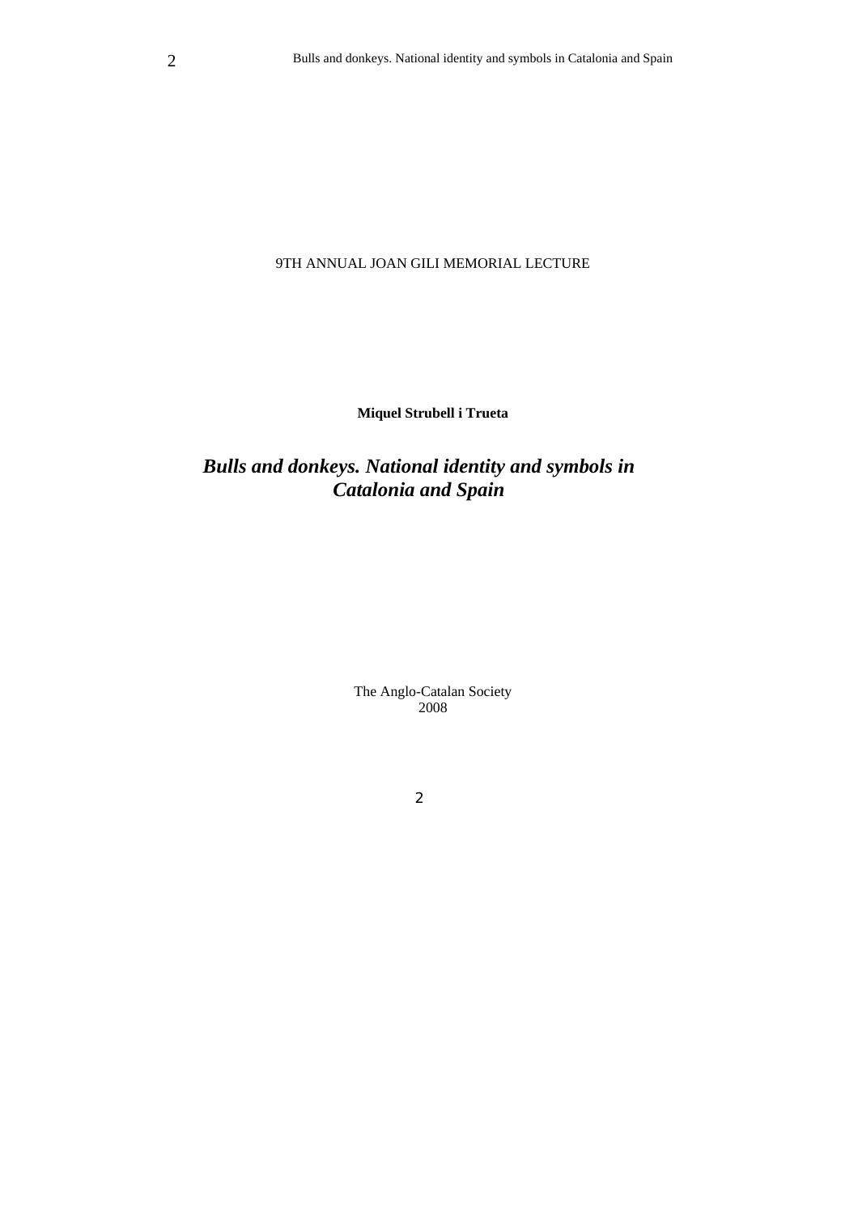9TH ANNUAL JOAN GILI MEMORIAL LECTURE

**Miquel Strubell i Trueta**

# *Bulls and donkeys. National identity and symbols in Catalonia and Spain*

The Anglo-Catalan Society
2008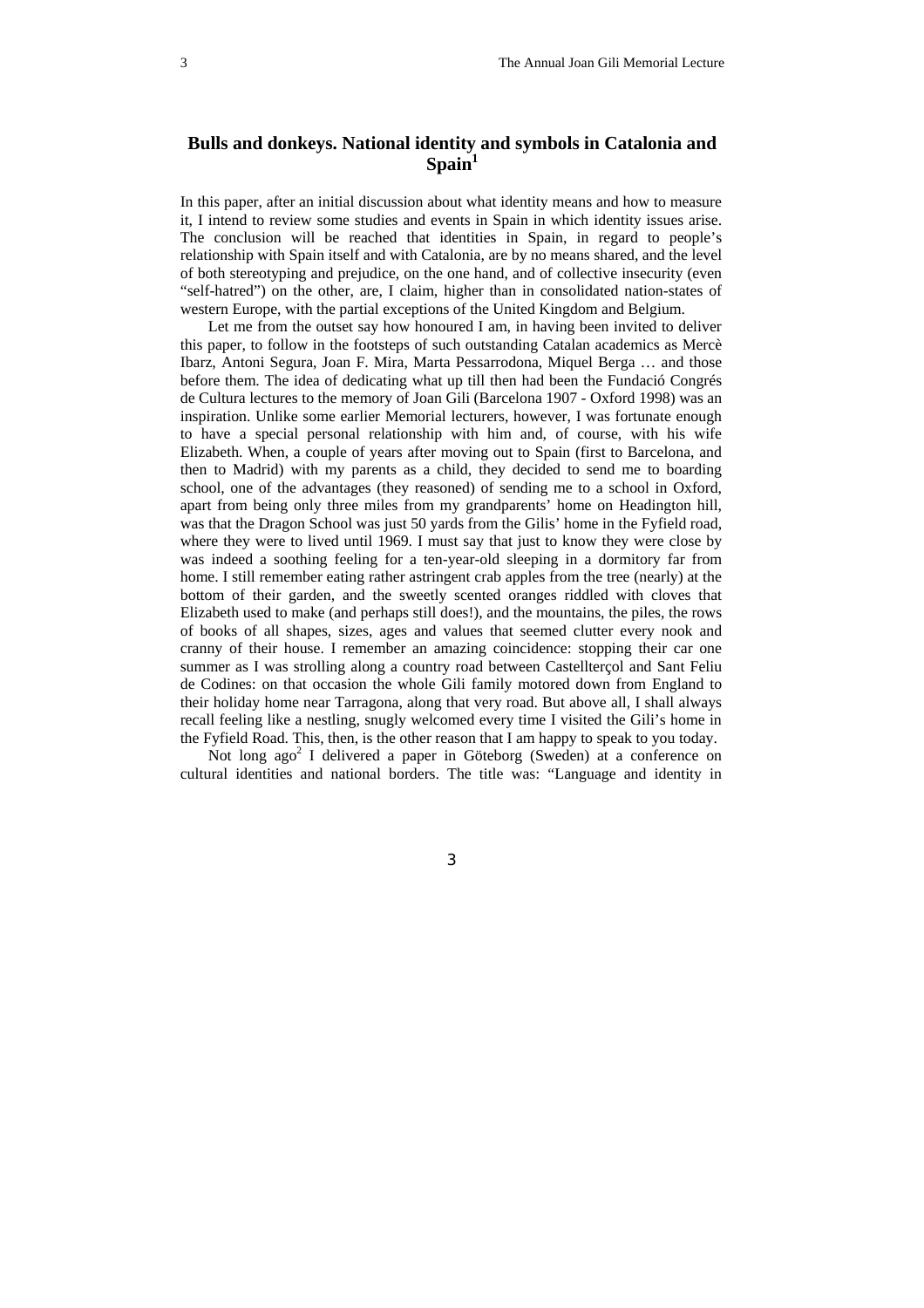## Bulls and donkeys. National identity and symbols in Catalonia and Spain[1]

In this paper, after an initial discussion about what identity means and how to measure it, I intend to review some studies and events in Spain in which identity issues arise. The conclusion will be reached that identities in Spain, in regard to people's relationship with Spain itself and with Catalonia, are by no means shared, and the level of both stereotyping and prejudice, on the one hand, and of collective insecurity (even "self-hatred") on the other, are, I claim, higher than in consolidated nation-states of western Europe, with the partial exceptions of the United Kingdom and Belgium.

Let me from the outset say how honoured I am, in having been invited to deliver this paper, to follow in the footsteps of such outstanding Catalan academics as Mercè Ibarz, Antoni Segura, Joan F. Mira, Marta Pessarrodona, Miquel Berga … and those before them. The idea of dedicating what up till then had been the Fundació Congrés de Cultura lectures to the memory of Joan Gili (Barcelona 1907 - Oxford 1998) was an inspiration. Unlike some earlier Memorial lecturers, however, I was fortunate enough to have a special personal relationship with him and, of course, with his wife Elizabeth. When, a couple of years after moving out to Spain (first to Barcelona, and then to Madrid) with my parents as a child, they decided to send me to boarding school, one of the advantages (they reasoned) of sending me to a school in Oxford, apart from being only three miles from my grandparents' home on Headington hill, was that the Dragon School was just 50 yards from the Gilis' home in the Fyfield road, where they were to lived until 1969. I must say that just to know they were close by was indeed a soothing feeling for a ten-year-old sleeping in a dormitory far from home. I still remember eating rather astringent crab apples from the tree (nearly) at the bottom of their garden, and the sweetly scented oranges riddled with cloves that Elizabeth used to make (and perhaps still does!), and the mountains, the piles, the rows of books of all shapes, sizes, ages and values that seemed clutter every nook and cranny of their house. I remember an amazing coincidence: stopping their car one summer as I was strolling along a country road between Castellterçol and Sant Feliu de Codines: on that occasion the whole Gili family motored down from England to their holiday home near Tarragona, along that very road. But above all, I shall always recall feeling like a nestling, snugly welcomed every time I visited the Gili's home in the Fyfield Road. This, then, is the other reason that I am happy to speak to you today.

Not long ago[2] I delivered a paper in Göteborg (Sweden) at a conference on cultural identities and national borders. The title was: "Language and identity in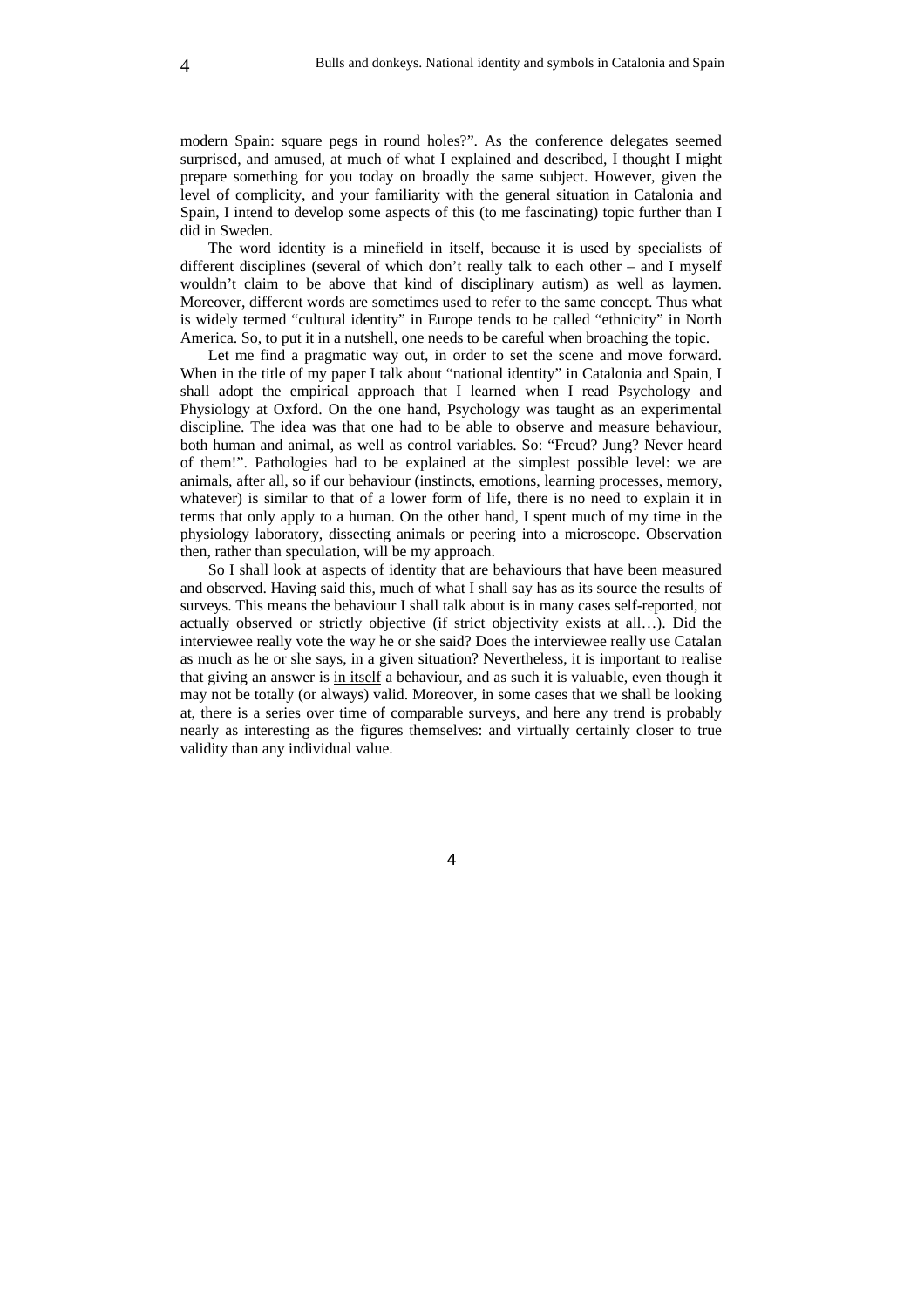modern Spain: square pegs in round holes?". As the conference delegates seemed surprised, and amused, at much of what I explained and described, I thought I might prepare something for you today on broadly the same subject. However, given the level of complicity, and your familiarity with the general situation in Catalonia and Spain, I intend to develop some aspects of this (to me fascinating) topic further than I did in Sweden.

The word identity is a minefield in itself, because it is used by specialists of different disciplines (several of which don't really talk to each other – and I myself wouldn't claim to be above that kind of disciplinary autism) as well as laymen. Moreover, different words are sometimes used to refer to the same concept. Thus what is widely termed "cultural identity" in Europe tends to be called "ethnicity" in North America. So, to put it in a nutshell, one needs to be careful when broaching the topic.

Let me find a pragmatic way out, in order to set the scene and move forward. When in the title of my paper I talk about "national identity" in Catalonia and Spain, I shall adopt the empirical approach that I learned when I read Psychology and Physiology at Oxford. On the one hand, Psychology was taught as an experimental discipline. The idea was that one had to be able to observe and measure behaviour, both human and animal, as well as control variables. So: "Freud? Jung? Never heard of them!". Pathologies had to be explained at the simplest possible level: we are animals, after all, so if our behaviour (instincts, emotions, learning processes, memory, whatever) is similar to that of a lower form of life, there is no need to explain it in terms that only apply to a human. On the other hand, I spent much of my time in the physiology laboratory, dissecting animals or peering into a microscope. Observation then, rather than speculation, will be my approach.

So I shall look at aspects of identity that are behaviours that have been measured and observed. Having said this, much of what I shall say has as its source the results of surveys. This means the behaviour I shall talk about is in many cases self-reported, not actually observed or strictly objective (if strict objectivity exists at all…). Did the interviewee really vote the way he or she said? Does the interviewee really use Catalan as much as he or she says, in a given situation? Nevertheless, it is important to realise that giving an answer is <u>in itself</u> a behaviour, and as such it is valuable, even though it may not be totally (or always) valid. Moreover, in some cases that we shall be looking at, there is a series over time of comparable surveys, and here any trend is probably nearly as interesting as the figures themselves: and virtually certainly closer to true validity than any individual value.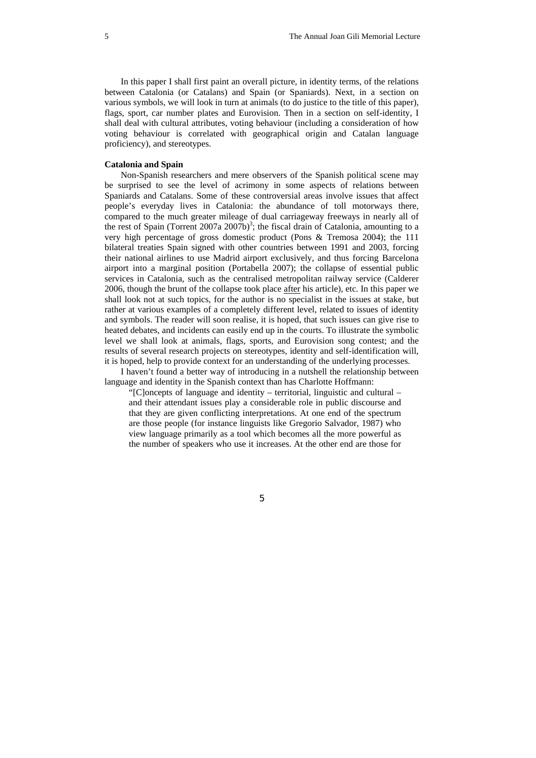In this paper I shall first paint an overall picture, in identity terms, of the relations between Catalonia (or Catalans) and Spain (or Spaniards). Next, in a section on various symbols, we will look in turn at animals (to do justice to the title of this paper), flags, sport, car number plates and Eurovision. Then in a section on self-identity, I shall deal with cultural attributes, voting behaviour (including a consideration of how voting behaviour is correlated with geographical origin and Catalan language proficiency), and stereotypes.

**Catalonia and Spain**

Non-Spanish researchers and mere observers of the Spanish political scene may be surprised to see the level of acrimony in some aspects of relations between Spaniards and Catalans. Some of these controversial areas involve issues that affect people's everyday lives in Catalonia: the abundance of toll motorways there, compared to the much greater mileage of dual carriageway freeways in nearly all of the rest of Spain (Torrent 2007a 2007b)[3]; the fiscal drain of Catalonia, amounting to a very high percentage of gross domestic product (Pons & Tremosa 2004); the 111 bilateral treaties Spain signed with other countries between 1991 and 2003, forcing their national airlines to use Madrid airport exclusively, and thus forcing Barcelona airport into a marginal position (Portabella 2007); the collapse of essential public services in Catalonia, such as the centralised metropolitan railway service (Calderer 2006, though the brunt of the collapse took place <u>after</u> his article), etc. In this paper we shall look not at such topics, for the author is no specialist in the issues at stake, but rather at various examples of a completely different level, related to issues of identity and symbols. The reader will soon realise, it is hoped, that such issues can give rise to heated debates, and incidents can easily end up in the courts. To illustrate the symbolic level we shall look at animals, flags, sports, and Eurovision song contest; and the results of several research projects on stereotypes, identity and self-identification will, it is hoped, help to provide context for an understanding of the underlying processes.

I haven't found a better way of introducing in a nutshell the relationship between language and identity in the Spanish context than has Charlotte Hoffmann:

> "[C]oncepts of language and identity – territorial, linguistic and cultural – and their attendant issues play a considerable role in public discourse and that they are given conflicting interpretations. At one end of the spectrum are those people (for instance linguists like Gregorio Salvador, 1987) who view language primarily as a tool which becomes all the more powerful as the number of speakers who use it increases. At the other end are those for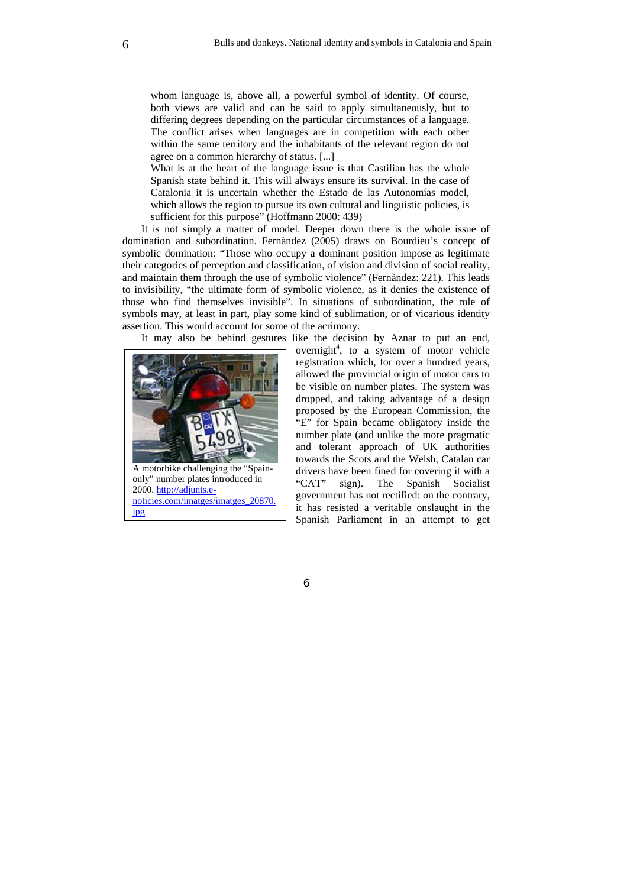> whom language is, above all, a powerful symbol of identity. Of course, both views are valid and can be said to apply simultaneously, but to differing degrees depending on the particular circumstances of a language. The conflict arises when languages are in competition with each other within the same territory and the inhabitants of the relevant region do not agree on a common hierarchy of status. [...]
>
> What is at the heart of the language issue is that Castilian has the whole Spanish state behind it. This will always ensure its survival. In the case of Catalonia it is uncertain whether the Estado de las Autonomías model, which allows the region to pursue its own cultural and linguistic policies, is sufficient for this purpose" (Hoffmann 2000: 439)

It is not simply a matter of model. Deeper down there is the whole issue of domination and subordination. Fernàndez (2005) draws on Bourdieu's concept of symbolic domination: "Those who occupy a dominant position impose as legitimate their categories of perception and classification, of vision and division of social reality, and maintain them through the use of symbolic violence" (Fernàndez: 221). This leads to invisibility, "the ultimate form of symbolic violence, as it denies the existence of those who find themselves invisible". In situations of subordination, the role of symbols may, at least in part, play some kind of sublimation, or of vicarious identity assertion. This would account for some of the acrimony.

It may also be behind gestures like the decision by Aznar to put an end, overnight[4], to a system of motor vehicle registration which, for over a hundred years, allowed the provincial origin of motor cars to be visible on number plates. The system was dropped, and taking advantage of a design proposed by the European Commission, the "E" for Spain became obligatory inside the number plate (and unlike the more pragmatic and tolerant approach of UK authorities towards the Scots and the Welsh, Catalan car drivers have been fined for covering it with a "CAT" sign). The Spanish Socialist government has not rectified: on the contrary, it has resisted a veritable onslaught in the Spanish Parliament in an attempt to get

A motorbike challenging the "Spain-only" number plates introduced in 2000. http://adjunts.e-noticies.com/imatges/imatges_20870.jpg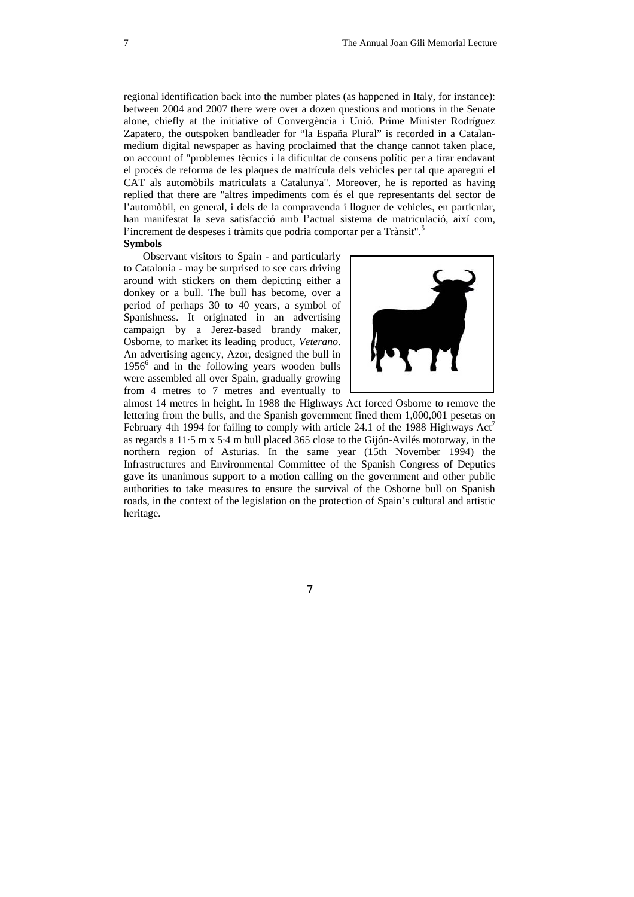regional identification back into the number plates (as happened in Italy, for instance): between 2004 and 2007 there were over a dozen questions and motions in the Senate alone, chiefly at the initiative of Convergència i Unió. Prime Minister Rodríguez Zapatero, the outspoken bandleader for "la España Plural" is recorded in a Catalan-medium digital newspaper as having proclaimed that the change cannot taken place, on account of "problemes tècnics i la dificultat de consens polític per a tirar endavant el procés de reforma de les plaques de matrícula dels vehicles per tal que aparegui el CAT als automòbils matriculats a Catalunya". Moreover, he is reported as having replied that there are "altres impediments com és el que representants del sector de l'automòbil, en general, i dels de la compravenda i lloguer de vehicles, en particular, han manifestat la seva satisfacció amb l'actual sistema de matriculació, així com, l'increment de despeses i tràmits que podria comportar per a Trànsit".[5]

**Symbols**

Observant visitors to Spain - and particularly to Catalonia - may be surprised to see cars driving around with stickers on them depicting either a donkey or a bull. The bull has become, over a period of perhaps 30 to 40 years, a symbol of Spanishness. It originated in an advertising campaign by a Jerez-based brandy maker, Osborne, to market its leading product, *Veterano*. An advertising agency, Azor, designed the bull in 1956[6] and in the following years wooden bulls were assembled all over Spain, gradually growing from 4 metres to 7 metres and eventually to almost 14 metres in height. In 1988 the Highways Act forced Osborne to remove the lettering from the bulls, and the Spanish government fined them 1,000,001 pesetas on February 4th 1994 for failing to comply with article 24.1 of the 1988 Highways Act[7] as regards a 11·5 m x 5·4 m bull placed 365 close to the Gijón-Avilés motorway, in the northern region of Asturias. In the same year (15th November 1994) the Infrastructures and Environmental Committee of the Spanish Congress of Deputies gave its unanimous support to a motion calling on the government and other public authorities to take measures to ensure the survival of the Osborne bull on Spanish roads, in the context of the legislation on the protection of Spain's cultural and artistic heritage.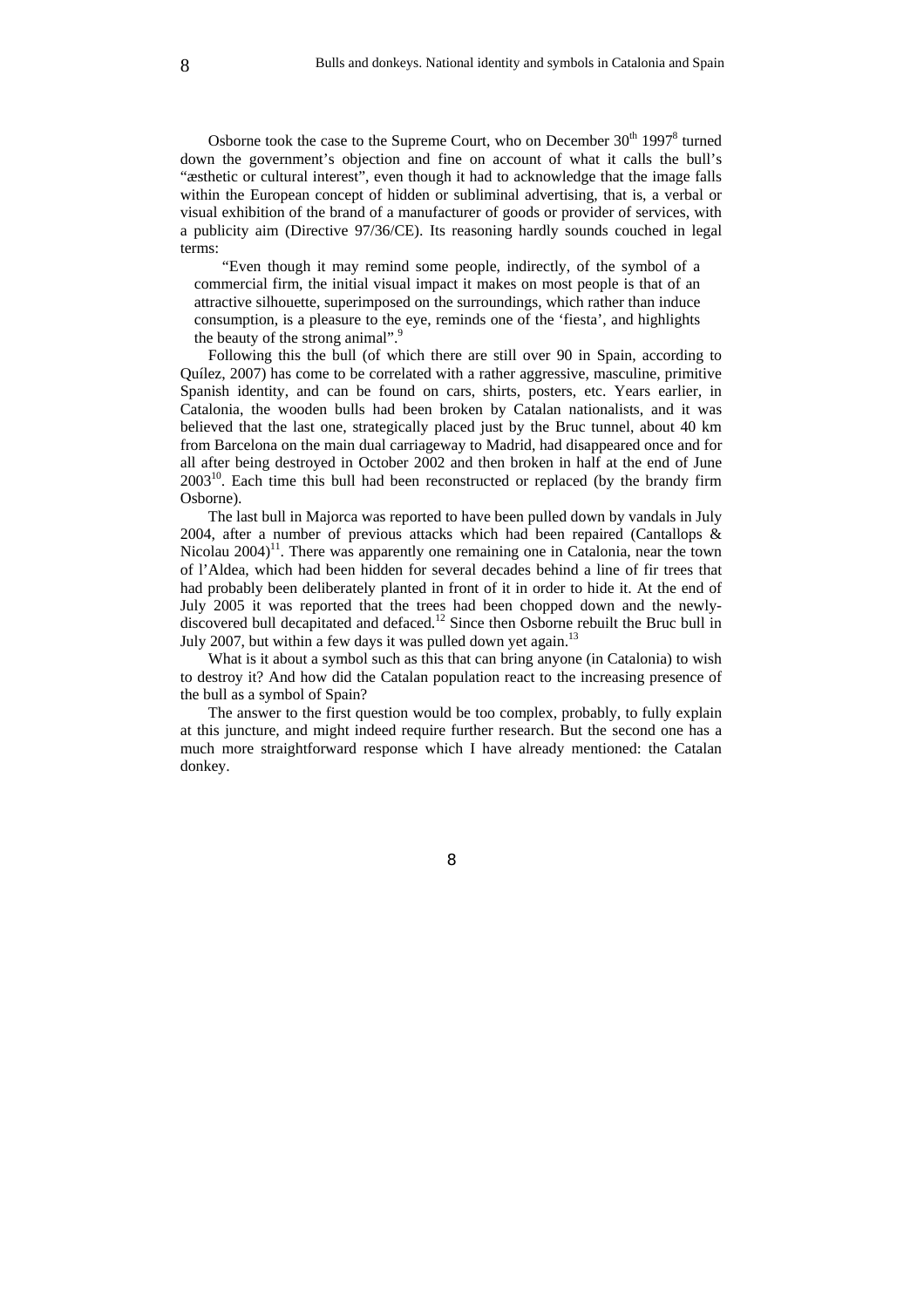Osborne took the case to the Supreme Court, who on December 30th 1997[8] turned down the government's objection and fine on account of what it calls the bull's "æsthetic or cultural interest", even though it had to acknowledge that the image falls within the European concept of hidden or subliminal advertising, that is, a verbal or visual exhibition of the brand of a manufacturer of goods or provider of services, with a publicity aim (Directive 97/36/CE). Its reasoning hardly sounds couched in legal terms:

> "Even though it may remind some people, indirectly, of the symbol of a commercial firm, the initial visual impact it makes on most people is that of an attractive silhouette, superimposed on the surroundings, which rather than induce consumption, is a pleasure to the eye, reminds one of the 'fiesta', and highlights the beauty of the strong animal".[9]

Following this the bull (of which there are still over 90 in Spain, according to Quílez, 2007) has come to be correlated with a rather aggressive, masculine, primitive Spanish identity, and can be found on cars, shirts, posters, etc. Years earlier, in Catalonia, the wooden bulls had been broken by Catalan nationalists, and it was believed that the last one, strategically placed just by the Bruc tunnel, about 40 km from Barcelona on the main dual carriageway to Madrid, had disappeared once and for all after being destroyed in October 2002 and then broken in half at the end of June 2003[10]. Each time this bull had been reconstructed or replaced (by the brandy firm Osborne).

The last bull in Majorca was reported to have been pulled down by vandals in July 2004, after a number of previous attacks which had been repaired (Cantallops & Nicolau 2004)[11]. There was apparently one remaining one in Catalonia, near the town of l'Aldea, which had been hidden for several decades behind a line of fir trees that had probably been deliberately planted in front of it in order to hide it. At the end of July 2005 it was reported that the trees had been chopped down and the newly-discovered bull decapitated and defaced.[12] Since then Osborne rebuilt the Bruc bull in July 2007, but within a few days it was pulled down yet again.[13]

What is it about a symbol such as this that can bring anyone (in Catalonia) to wish to destroy it? And how did the Catalan population react to the increasing presence of the bull as a symbol of Spain?

The answer to the first question would be too complex, probably, to fully explain at this juncture, and might indeed require further research. But the second one has a much more straightforward response which I have already mentioned: the Catalan donkey.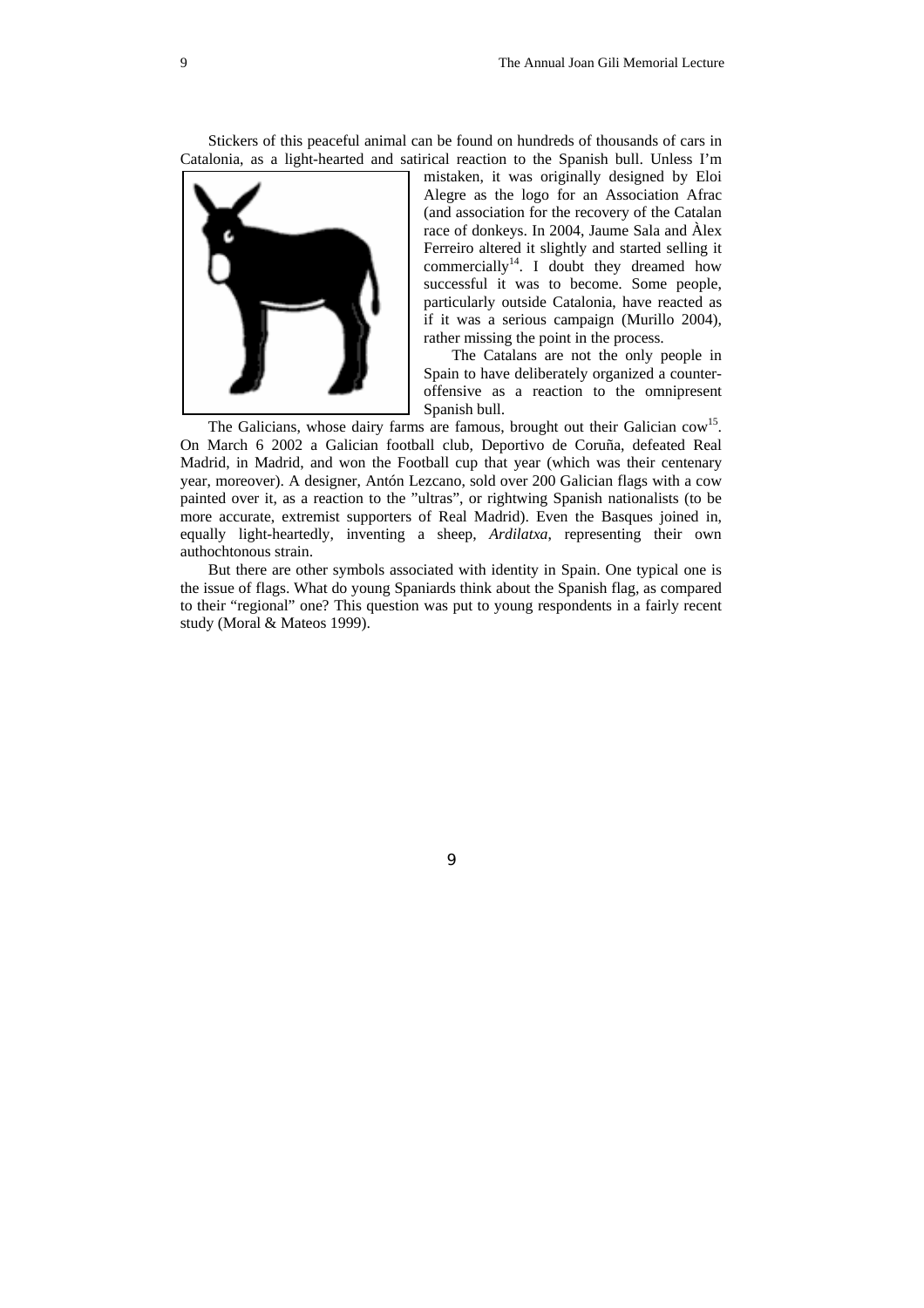Stickers of this peaceful animal can be found on hundreds of thousands of cars in Catalonia, as a light-hearted and satirical reaction to the Spanish bull. Unless I'm mistaken, it was originally designed by Eloi Alegre as the logo for an Association Afrac (and association for the recovery of the Catalan race of donkeys. In 2004, Jaume Sala and Àlex Ferreiro altered it slightly and started selling it commercially[14]. I doubt they dreamed how successful it was to become. Some people, particularly outside Catalonia, have reacted as if it was a serious campaign (Murillo 2004), rather missing the point in the process.

The Catalans are not the only people in Spain to have deliberately organized a counter-offensive as a reaction to the omnipresent Spanish bull.

The Galicians, whose dairy farms are famous, brought out their Galician cow[15]. On March 6 2002 a Galician football club, Deportivo de Coruña, defeated Real Madrid, in Madrid, and won the Football cup that year (which was their centenary year, moreover). A designer, Antón Lezcano, sold over 200 Galician flags with a cow painted over it, as a reaction to the "ultras", or rightwing Spanish nationalists (to be more accurate, extremist supporters of Real Madrid). Even the Basques joined in, equally light-heartedly, inventing a sheep, *Ardilatxa*, representing their own authochtonous strain.

But there are other symbols associated with identity in Spain. One typical one is the issue of flags. What do young Spaniards think about the Spanish flag, as compared to their "regional" one? This question was put to young respondents in a fairly recent study (Moral & Mateos 1999).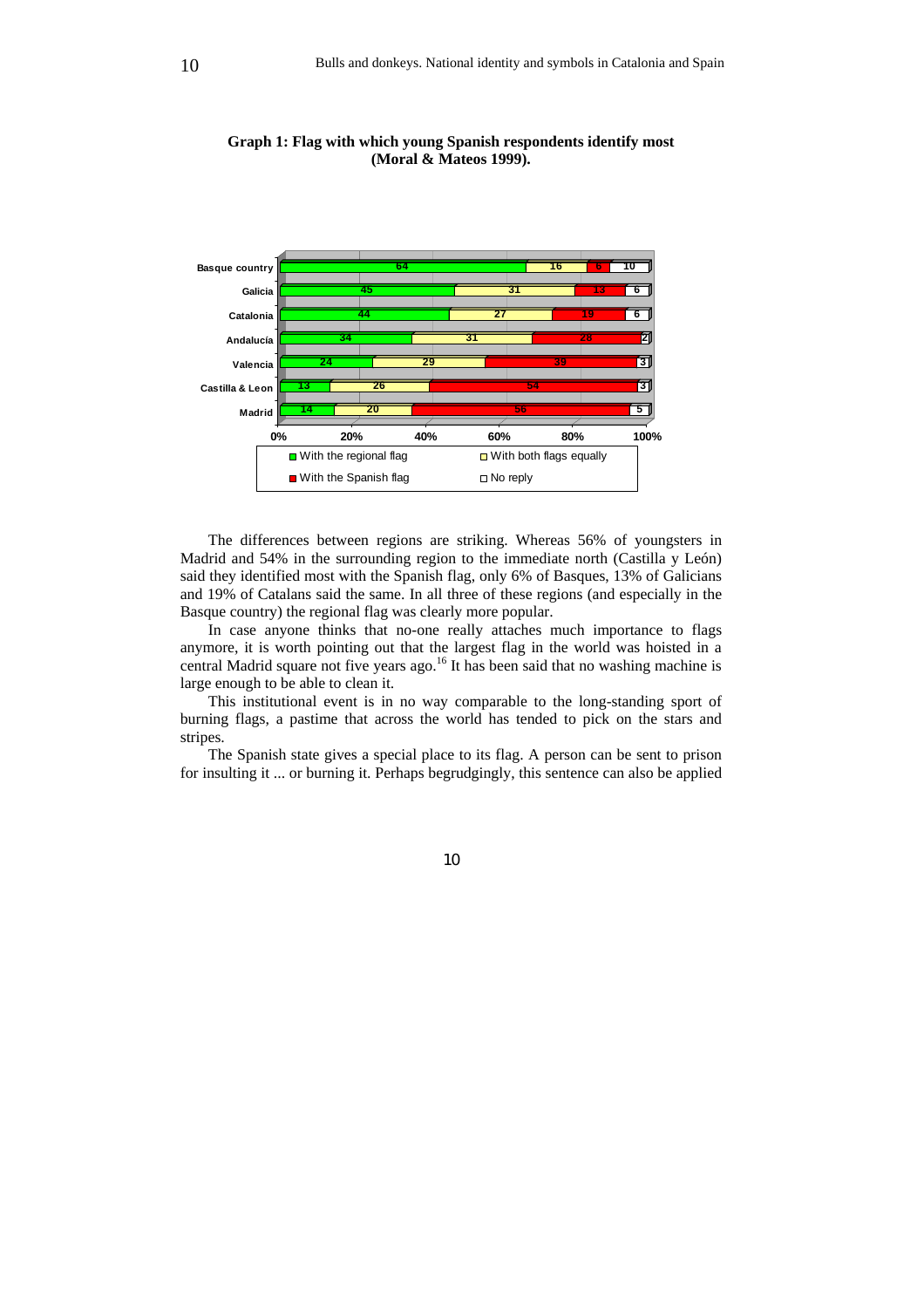**Graph 1: Flag with which young Spanish respondents identify most (Moral & Mateos 1999).**

| Region | With the regional flag | With both flags equally | With the Spanish flag | No reply |
|---|---|---|---|---|
| Basque country | 64 | 16 | 6 | 10 |
| Galicia | 45 | 31 | 13 | 6 |
| Catalonia | 44 | 27 | 19 | 6 |
| Andalucía | 34 | 31 | 28 | 2 |
| Valencia | 24 | 29 | 39 | 3 |
| Castilla & Leon | 13 | 26 | 54 | 3 |
| Madrid | 14 | 20 | 56 | 5 |

The differences between regions are striking. Whereas 56% of youngsters in Madrid and 54% in the surrounding region to the immediate north (Castilla y León) said they identified most with the Spanish flag, only 6% of Basques, 13% of Galicians and 19% of Catalans said the same. In all three of these regions (and especially in the Basque country) the regional flag was clearly more popular.

In case anyone thinks that no-one really attaches much importance to flags anymore, it is worth pointing out that the largest flag in the world was hoisted in a central Madrid square not five years ago.[16] It has been said that no washing machine is large enough to be able to clean it.

This institutional event is in no way comparable to the long-standing sport of burning flags, a pastime that across the world has tended to pick on the stars and stripes.

The Spanish state gives a special place to its flag. A person can be sent to prison for insulting it ... or burning it. Perhaps begrudgingly, this sentence can also be applied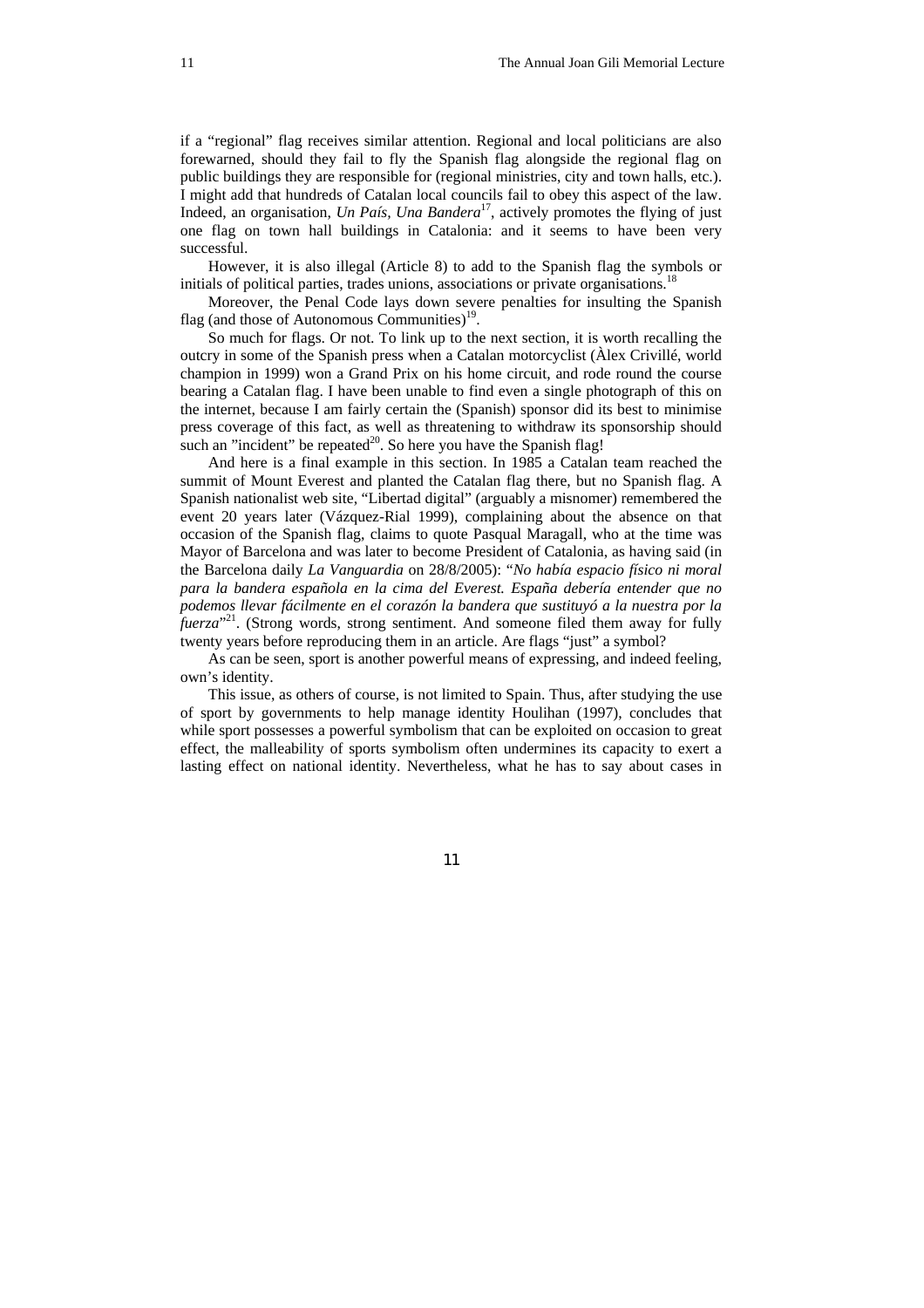if a "regional" flag receives similar attention. Regional and local politicians are also forewarned, should they fail to fly the Spanish flag alongside the regional flag on public buildings they are responsible for (regional ministries, city and town halls, etc.). I might add that hundreds of Catalan local councils fail to obey this aspect of the law. Indeed, an organisation, *Un País, Una Bandera*[17], actively promotes the flying of just one flag on town hall buildings in Catalonia: and it seems to have been very successful.

However, it is also illegal (Article 8) to add to the Spanish flag the symbols or initials of political parties, trades unions, associations or private organisations.[18]

Moreover, the Penal Code lays down severe penalties for insulting the Spanish flag (and those of Autonomous Communities)[19].

So much for flags. Or not. To link up to the next section, it is worth recalling the outcry in some of the Spanish press when a Catalan motorcyclist (Àlex Crivillé, world champion in 1999) won a Grand Prix on his home circuit, and rode round the course bearing a Catalan flag. I have been unable to find even a single photograph of this on the internet, because I am fairly certain the (Spanish) sponsor did its best to minimise press coverage of this fact, as well as threatening to withdraw its sponsorship should such an "incident" be repeated[20]. So here you have the Spanish flag!

And here is a final example in this section. In 1985 a Catalan team reached the summit of Mount Everest and planted the Catalan flag there, but no Spanish flag. A Spanish nationalist web site, "Libertad digital" (arguably a misnomer) remembered the event 20 years later (Vázquez-Rial 1999), complaining about the absence on that occasion of the Spanish flag, claims to quote Pasqual Maragall, who at the time was Mayor of Barcelona and was later to become President of Catalonia, as having said (in the Barcelona daily *La Vanguardia* on 28/8/2005): "*No había espacio físico ni moral para la bandera española en la cima del Everest. España debería entender que no podemos llevar fácilmente en el corazón la bandera que sustituyó a la nuestra por la fuerza*"[21]. (Strong words, strong sentiment. And someone filed them away for fully twenty years before reproducing them in an article. Are flags "just" a symbol?

As can be seen, sport is another powerful means of expressing, and indeed feeling, own's identity.

This issue, as others of course, is not limited to Spain. Thus, after studying the use of sport by governments to help manage identity Houlihan (1997), concludes that while sport possesses a powerful symbolism that can be exploited on occasion to great effect, the malleability of sports symbolism often undermines its capacity to exert a lasting effect on national identity. Nevertheless, what he has to say about cases in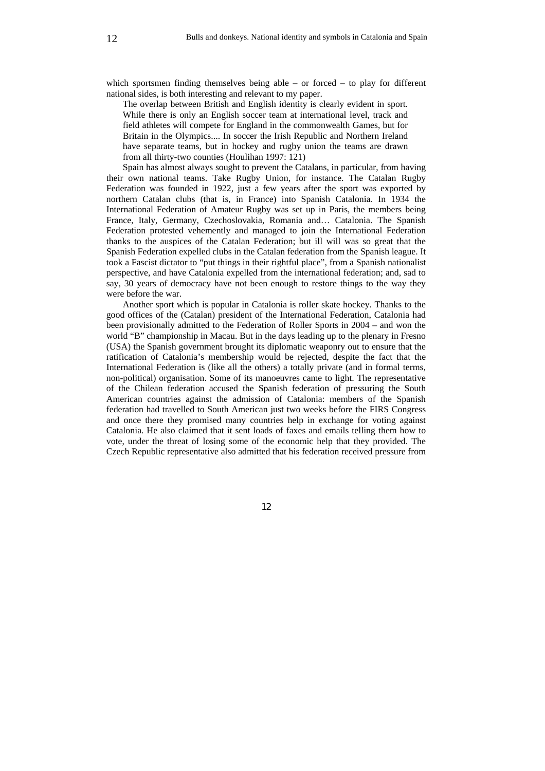which sportsmen finding themselves being able – or forced – to play for different national sides, is both interesting and relevant to my paper.

> The overlap between British and English identity is clearly evident in sport. While there is only an English soccer team at international level, track and field athletes will compete for England in the commonwealth Games, but for Britain in the Olympics.... In soccer the Irish Republic and Northern Ireland have separate teams, but in hockey and rugby union the teams are drawn from all thirty-two counties (Houlihan 1997: 121)

Spain has almost always sought to prevent the Catalans, in particular, from having their own national teams. Take Rugby Union, for instance. The Catalan Rugby Federation was founded in 1922, just a few years after the sport was exported by northern Catalan clubs (that is, in France) into Spanish Catalonia. In 1934 the International Federation of Amateur Rugby was set up in Paris, the members being France, Italy, Germany, Czechoslovakia, Romania and… Catalonia. The Spanish Federation protested vehemently and managed to join the International Federation thanks to the auspices of the Catalan Federation; but ill will was so great that the Spanish Federation expelled clubs in the Catalan federation from the Spanish league. It took a Fascist dictator to "put things in their rightful place", from a Spanish nationalist perspective, and have Catalonia expelled from the international federation; and, sad to say, 30 years of democracy have not been enough to restore things to the way they were before the war.

Another sport which is popular in Catalonia is roller skate hockey. Thanks to the good offices of the (Catalan) president of the International Federation, Catalonia had been provisionally admitted to the Federation of Roller Sports in 2004 – and won the world "B" championship in Macau. But in the days leading up to the plenary in Fresno (USA) the Spanish government brought its diplomatic weaponry out to ensure that the ratification of Catalonia's membership would be rejected, despite the fact that the International Federation is (like all the others) a totally private (and in formal terms, non-political) organisation. Some of its manoeuvres came to light. The representative of the Chilean federation accused the Spanish federation of pressuring the South American countries against the admission of Catalonia: members of the Spanish federation had travelled to South American just two weeks before the FIRS Congress and once there they promised many countries help in exchange for voting against Catalonia. He also claimed that it sent loads of faxes and emails telling them how to vote, under the threat of losing some of the economic help that they provided. The Czech Republic representative also admitted that his federation received pressure from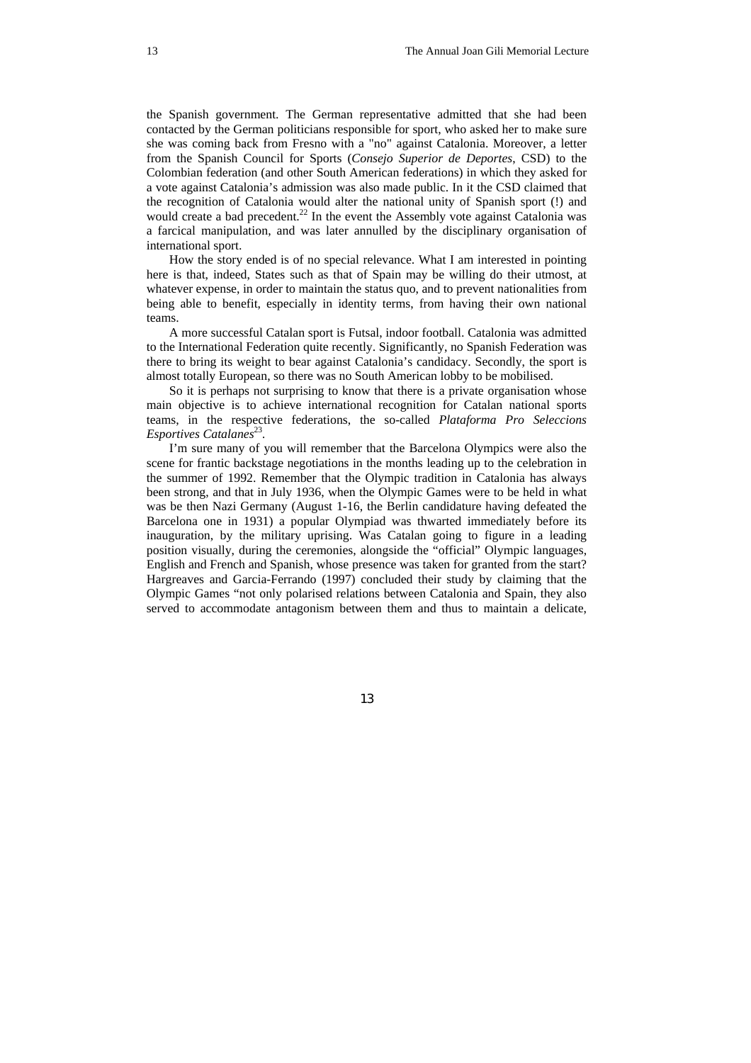the Spanish government. The German representative admitted that she had been contacted by the German politicians responsible for sport, who asked her to make sure she was coming back from Fresno with a "no" against Catalonia. Moreover, a letter from the Spanish Council for Sports (*Consejo Superior de Deportes*, CSD) to the Colombian federation (and other South American federations) in which they asked for a vote against Catalonia's admission was also made public. In it the CSD claimed that the recognition of Catalonia would alter the national unity of Spanish sport (!) and would create a bad precedent.[22] In the event the Assembly vote against Catalonia was a farcical manipulation, and was later annulled by the disciplinary organisation of international sport.

How the story ended is of no special relevance. What I am interested in pointing here is that, indeed, States such as that of Spain may be willing do their utmost, at whatever expense, in order to maintain the status quo, and to prevent nationalities from being able to benefit, especially in identity terms, from having their own national teams.

A more successful Catalan sport is Futsal, indoor football. Catalonia was admitted to the International Federation quite recently. Significantly, no Spanish Federation was there to bring its weight to bear against Catalonia's candidacy. Secondly, the sport is almost totally European, so there was no South American lobby to be mobilised.

So it is perhaps not surprising to know that there is a private organisation whose main objective is to achieve international recognition for Catalan national sports teams, in the respective federations, the so-called *Plataforma Pro Seleccions Esportives Catalanes*[23].

I'm sure many of you will remember that the Barcelona Olympics were also the scene for frantic backstage negotiations in the months leading up to the celebration in the summer of 1992. Remember that the Olympic tradition in Catalonia has always been strong, and that in July 1936, when the Olympic Games were to be held in what was be then Nazi Germany (August 1-16, the Berlin candidature having defeated the Barcelona one in 1931) a popular Olympiad was thwarted immediately before its inauguration, by the military uprising. Was Catalan going to figure in a leading position visually, during the ceremonies, alongside the "official" Olympic languages, English and French and Spanish, whose presence was taken for granted from the start? Hargreaves and Garcia-Ferrando (1997) concluded their study by claiming that the Olympic Games "not only polarised relations between Catalonia and Spain, they also served to accommodate antagonism between them and thus to maintain a delicate,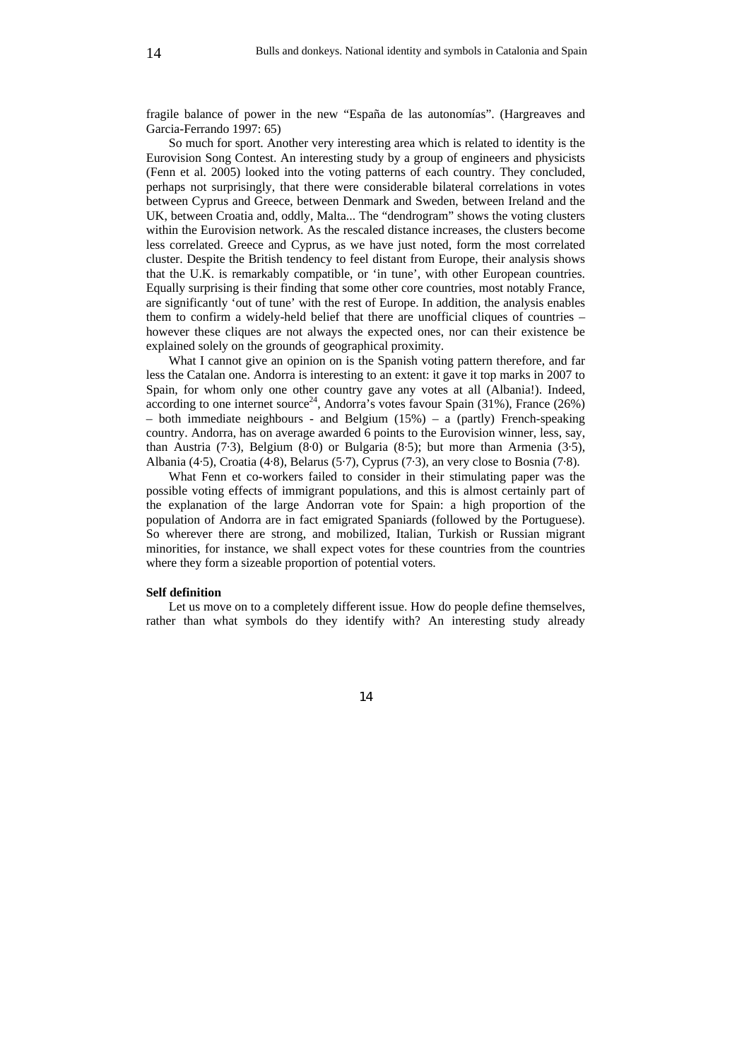fragile balance of power in the new "España de las autonomías". (Hargreaves and Garcia-Ferrando 1997: 65)

So much for sport. Another very interesting area which is related to identity is the Eurovision Song Contest. An interesting study by a group of engineers and physicists (Fenn et al. 2005) looked into the voting patterns of each country. They concluded, perhaps not surprisingly, that there were considerable bilateral correlations in votes between Cyprus and Greece, between Denmark and Sweden, between Ireland and the UK, between Croatia and, oddly, Malta... The "dendrogram" shows the voting clusters within the Eurovision network. As the rescaled distance increases, the clusters become less correlated. Greece and Cyprus, as we have just noted, form the most correlated cluster. Despite the British tendency to feel distant from Europe, their analysis shows that the U.K. is remarkably compatible, or 'in tune', with other European countries. Equally surprising is their finding that some other core countries, most notably France, are significantly 'out of tune' with the rest of Europe. In addition, the analysis enables them to confirm a widely-held belief that there are unofficial cliques of countries – however these cliques are not always the expected ones, nor can their existence be explained solely on the grounds of geographical proximity.

What I cannot give an opinion on is the Spanish voting pattern therefore, and far less the Catalan one. Andorra is interesting to an extent: it gave it top marks in 2007 to Spain, for whom only one other country gave any votes at all (Albania!). Indeed, according to one internet source[24], Andorra's votes favour Spain (31%), France (26%) – both immediate neighbours - and Belgium (15%) – a (partly) French-speaking country. Andorra, has on average awarded 6 points to the Eurovision winner, less, say, than Austria (7·3), Belgium (8·0) or Bulgaria (8·5); but more than Armenia (3·5), Albania (4·5), Croatia (4·8), Belarus (5·7), Cyprus (7·3), an very close to Bosnia (7·8).

What Fenn et co-workers failed to consider in their stimulating paper was the possible voting effects of immigrant populations, and this is almost certainly part of the explanation of the large Andorran vote for Spain: a high proportion of the population of Andorra are in fact emigrated Spaniards (followed by the Portuguese). So wherever there are strong, and mobilized, Italian, Turkish or Russian migrant minorities, for instance, we shall expect votes for these countries from the countries where they form a sizeable proportion of potential voters.

**Self definition**

Let us move on to a completely different issue. How do people define themselves, rather than what symbols do they identify with? An interesting study already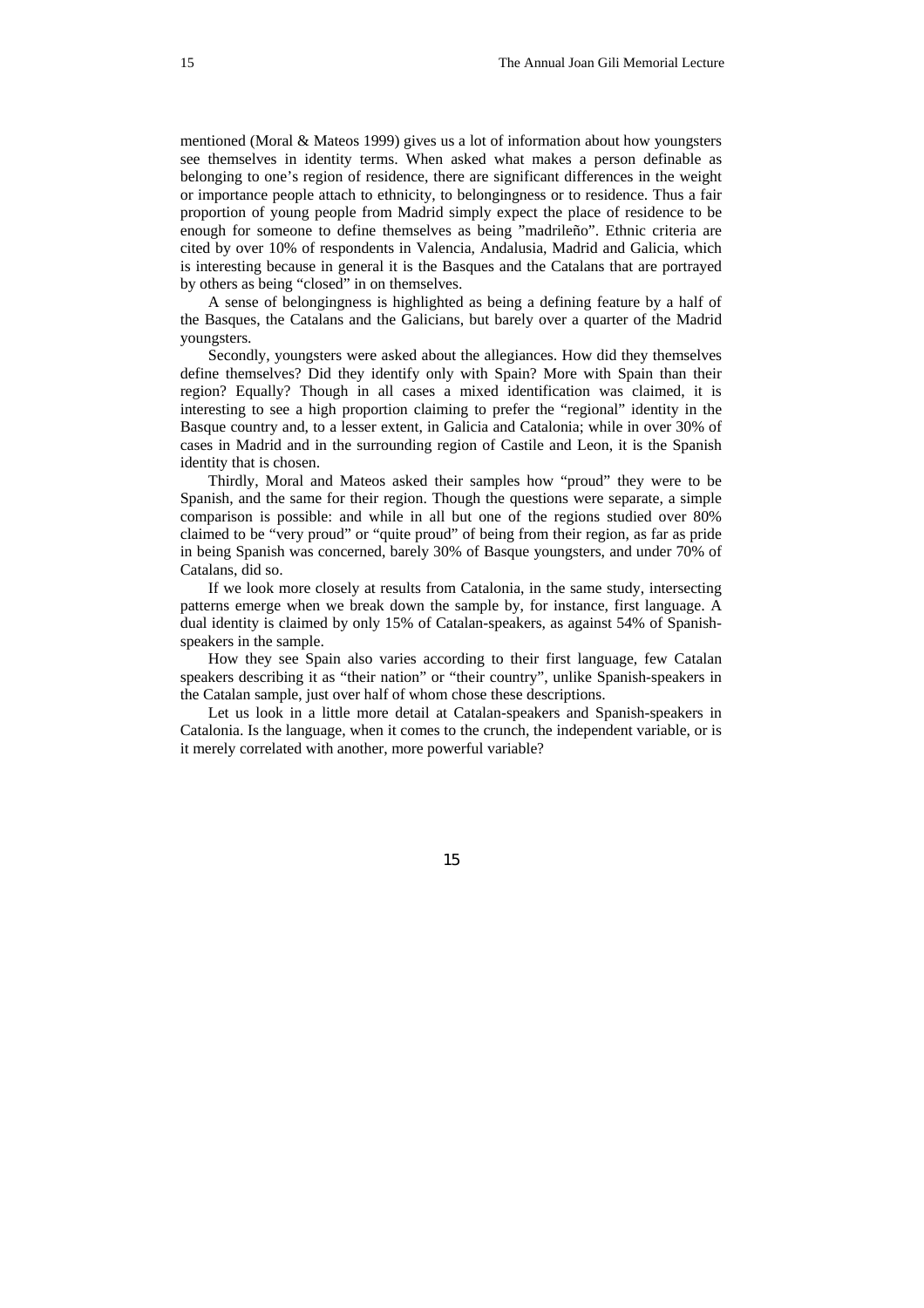mentioned (Moral & Mateos 1999) gives us a lot of information about how youngsters see themselves in identity terms. When asked what makes a person definable as belonging to one's region of residence, there are significant differences in the weight or importance people attach to ethnicity, to belongingness or to residence. Thus a fair proportion of young people from Madrid simply expect the place of residence to be enough for someone to define themselves as being "madrileño". Ethnic criteria are cited by over 10% of respondents in Valencia, Andalusia, Madrid and Galicia, which is interesting because in general it is the Basques and the Catalans that are portrayed by others as being "closed" in on themselves.

A sense of belongingness is highlighted as being a defining feature by a half of the Basques, the Catalans and the Galicians, but barely over a quarter of the Madrid youngsters.

Secondly, youngsters were asked about the allegiances. How did they themselves define themselves? Did they identify only with Spain? More with Spain than their region? Equally? Though in all cases a mixed identification was claimed, it is interesting to see a high proportion claiming to prefer the "regional" identity in the Basque country and, to a lesser extent, in Galicia and Catalonia; while in over 30% of cases in Madrid and in the surrounding region of Castile and Leon, it is the Spanish identity that is chosen.

Thirdly, Moral and Mateos asked their samples how "proud" they were to be Spanish, and the same for their region. Though the questions were separate, a simple comparison is possible: and while in all but one of the regions studied over 80% claimed to be "very proud" or "quite proud" of being from their region, as far as pride in being Spanish was concerned, barely 30% of Basque youngsters, and under 70% of Catalans, did so.

If we look more closely at results from Catalonia, in the same study, intersecting patterns emerge when we break down the sample by, for instance, first language. A dual identity is claimed by only 15% of Catalan-speakers, as against 54% of Spanish-speakers in the sample.

How they see Spain also varies according to their first language, few Catalan speakers describing it as "their nation" or "their country", unlike Spanish-speakers in the Catalan sample, just over half of whom chose these descriptions.

Let us look in a little more detail at Catalan-speakers and Spanish-speakers in Catalonia. Is the language, when it comes to the crunch, the independent variable, or is it merely correlated with another, more powerful variable?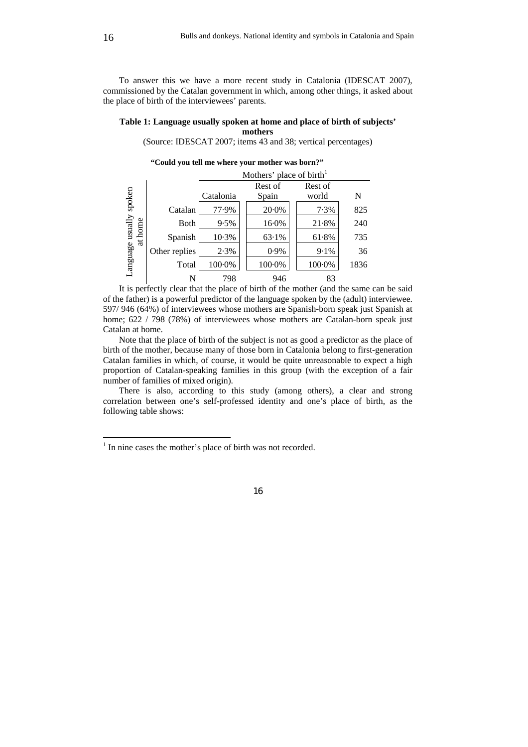To answer this we have a more recent study in Catalonia (IDESCAT 2007), commissioned by the Catalan government in which, among other things, it asked about the place of birth of the interviewees' parents.

**Table 1: Language usually spoken at home and place of birth of subjects' mothers**

(Source: IDESCAT 2007; items 43 and 38; vertical percentages)

**"Could you tell me where your mother was born?"**

| Language usually spoken at home | Mothers' place of birth[1] | | | |
|---|---|---|---|---|
| | Catalonia | Rest of Spain | Rest of world | N |
| Catalan | 77·9% | 20·0% | 7·3% | 825 |
| Both | 9·5% | 16·0% | 21·8% | 240 |
| Spanish | 10·3% | 63·1% | 61·8% | 735 |
| Other replies | 2·3% | 0·9% | 9·1% | 36 |
| Total | 100·0% | 100·0% | 100·0% | 1836 |
| N | 798 | 946 | 83 | |

It is perfectly clear that the place of birth of the mother (and the same can be said of the father) is a powerful predictor of the language spoken by the (adult) interviewee. 597/ 946 (64%) of interviewees whose mothers are Spanish-born speak just Spanish at home; 622 / 798 (78%) of interviewees whose mothers are Catalan-born speak just Catalan at home.

Note that the place of birth of the subject is not as good a predictor as the place of birth of the mother, because many of those born in Catalonia belong to first-generation Catalan families in which, of course, it would be quite unreasonable to expect a high proportion of Catalan-speaking families in this group (with the exception of a fair number of families of mixed origin).

There is also, according to this study (among others), a clear and strong correlation between one's self-professed identity and one's place of birth, as the following table shows:

[1] In nine cases the mother's place of birth was not recorded.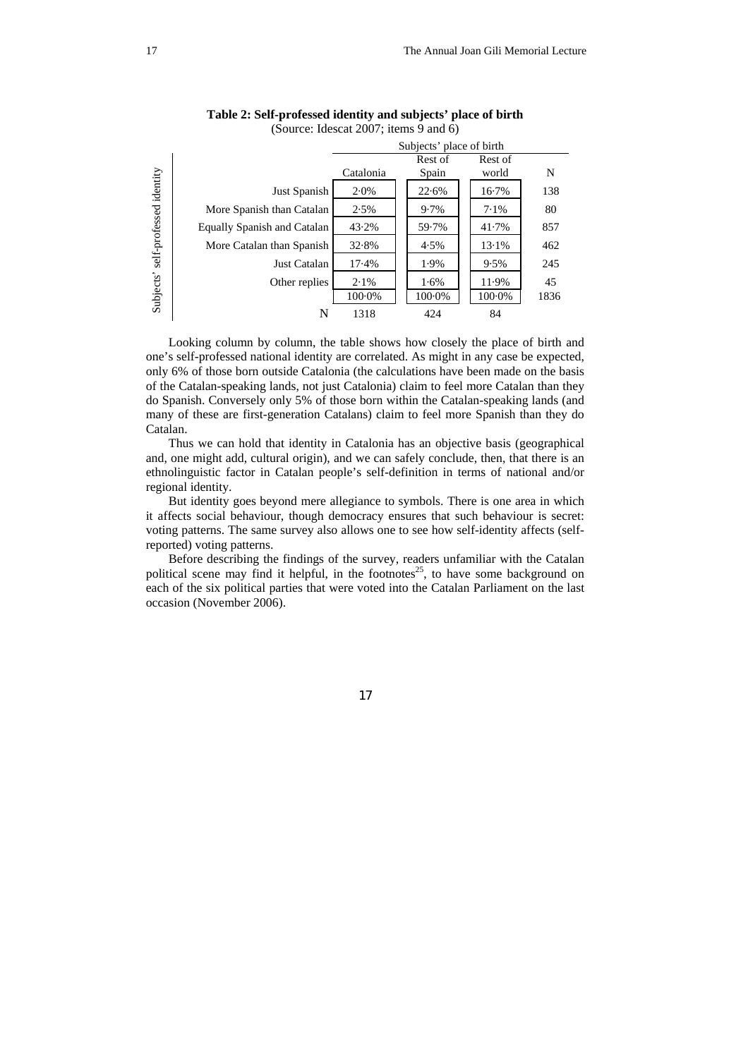**Table 2: Self-professed identity and subjects' place of birth**
(Source: Idescat 2007; items 9 and 6)

| Subjects' self-professed identity | Subjects' place of birth | | | |
|---|---|---|---|---|
| | Catalonia | Rest of Spain | Rest of world | N |
| Just Spanish | 2·0% | 22·6% | 16·7% | 138 |
| More Spanish than Catalan | 2·5% | 9·7% | 7·1% | 80 |
| Equally Spanish and Catalan | 43·2% | 59·7% | 41·7% | 857 |
| More Catalan than Spanish | 32·8% | 4·5% | 13·1% | 462 |
| Just Catalan | 17·4% | 1·9% | 9·5% | 245 |
| Other replies | 2·1% | 1·6% | 11·9% | 45 |
| | 100·0% | 100·0% | 100·0% | 1836 |
| N | 1318 | 424 | 84 | |

Looking column by column, the table shows how closely the place of birth and one's self-professed national identity are correlated. As might in any case be expected, only 6% of those born outside Catalonia (the calculations have been made on the basis of the Catalan-speaking lands, not just Catalonia) claim to feel more Catalan than they do Spanish. Conversely only 5% of those born within the Catalan-speaking lands (and many of these are first-generation Catalans) claim to feel more Spanish than they do Catalan.

Thus we can hold that identity in Catalonia has an objective basis (geographical and, one might add, cultural origin), and we can safely conclude, then, that there is an ethnolinguistic factor in Catalan people's self-definition in terms of national and/or regional identity.

But identity goes beyond mere allegiance to symbols. There is one area in which it affects social behaviour, though democracy ensures that such behaviour is secret: voting patterns. The same survey also allows one to see how self-identity affects (self-reported) voting patterns.

Before describing the findings of the survey, readers unfamiliar with the Catalan political scene may find it helpful, in the footnotes[25], to have some background on each of the six political parties that were voted into the Catalan Parliament on the last occasion (November 2006).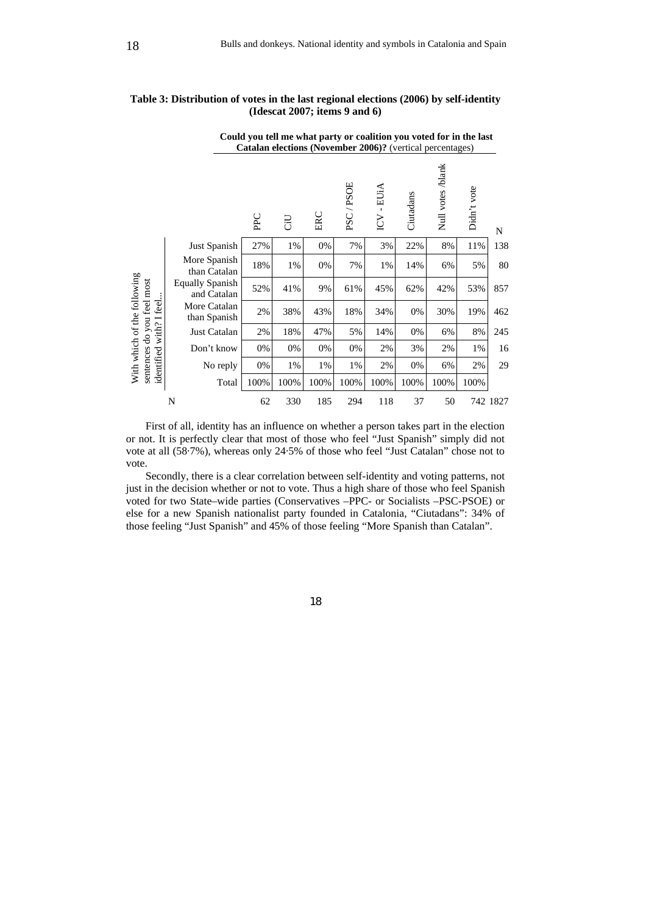**Table 3: Distribution of votes in the last regional elections (2006) by self-identity (Idescat 2007; items 9 and 6)**

| With which of the following sentences do you feel most identified with? I feel... | Could you tell me what party or coalition you voted for in the last Catalan elections (November 2006)? (vertical percentages) | | | | | | | | |
|---|---|---|---|---|---|---|---|---|---|
| | PPC | CiU | ERC | PSC / PSOE | ICV - EUiA | Ciutadans | Null votes /blank | Didn't vote | N |
| Just Spanish | 27% | 1% | 0% | 7% | 3% | 22% | 8% | 11% | 138 |
| More Spanish than Catalan | 18% | 1% | 0% | 7% | 1% | 14% | 6% | 5% | 80 |
| Equally Spanish and Catalan | 52% | 41% | 9% | 61% | 45% | 62% | 42% | 53% | 857 |
| More Catalan than Spanish | 2% | 38% | 43% | 18% | 34% | 0% | 30% | 19% | 462 |
| Just Catalan | 2% | 18% | 47% | 5% | 14% | 0% | 6% | 8% | 245 |
| Don't know | 0% | 0% | 0% | 0% | 2% | 3% | 2% | 1% | 16 |
| No reply | 0% | 1% | 1% | 1% | 2% | 0% | 6% | 2% | 29 |
| Total | 100% | 100% | 100% | 100% | 100% | 100% | 100% | 100% | |
| N | 62 | 330 | 185 | 294 | 118 | 37 | 50 | 742 | 1827 |

First of all, identity has an influence on whether a person takes part in the election or not. It is perfectly clear that most of those who feel "Just Spanish" simply did not vote at all (58·7%), whereas only 24·5% of those who feel "Just Catalan" chose not to vote.

Secondly, there is a clear correlation between self-identity and voting patterns, not just in the decision whether or not to vote. Thus a high share of those who feel Spanish voted for two State–wide parties (Conservatives –PPC- or Socialists –PSC-PSOE) or else for a new Spanish nationalist party founded in Catalonia, "Ciutadans": 34% of those feeling "Just Spanish" and 45% of those feeling "More Spanish than Catalan".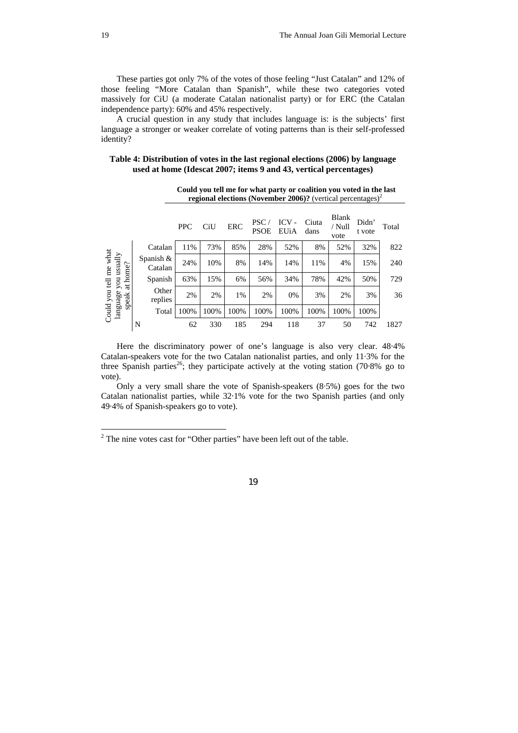These parties got only 7% of the votes of those feeling "Just Catalan" and 12% of those feeling "More Catalan than Spanish", while these two categories voted massively for CiU (a moderate Catalan nationalist party) or for ERC (the Catalan independence party): 60% and 45% respectively.

A crucial question in any study that includes language is: is the subjects' first language a stronger or weaker correlate of voting patterns than is their self-professed identity?

**Table 4: Distribution of votes in the last regional elections (2006) by language used at home (Idescat 2007; items 9 and 43, vertical percentages)**

| | | Could you tell me for what party or coalition you voted in the last regional elections (November 2006)? (vertical percentages)[2] | | | | | | | | |
|---|---|---|---|---|---|---|---|---|---|---|
| | | PPC | CiU | ERC | PSC / PSOE | ICV - EUiA | Ciutadans | Blank / Null vote | Didn't vote | Total |
| Could you tell me what language you usually speak at home? | Catalan | 11% | 73% | 85% | 28% | 52% | 8% | 52% | 32% | 822 |
| | Spanish & Catalan | 24% | 10% | 8% | 14% | 14% | 11% | 4% | 15% | 240 |
| | Spanish | 63% | 15% | 6% | 56% | 34% | 78% | 42% | 50% | 729 |
| | Other replies | 2% | 2% | 1% | 2% | 0% | 3% | 2% | 3% | 36 |
| | Total | 100% | 100% | 100% | 100% | 100% | 100% | 100% | 100% | |
| | N | 62 | 330 | 185 | 294 | 118 | 37 | 50 | 742 | 1827 |

Here the discriminatory power of one's language is also very clear. 48·4% Catalan-speakers vote for the two Catalan nationalist parties, and only 11·3% for the three Spanish parties[26]; they participate actively at the voting station (70·8% go to vote).

Only a very small share the vote of Spanish-speakers (8·5%) goes for the two Catalan nationalist parties, while 32·1% vote for the two Spanish parties (and only 49·4% of Spanish-speakers go to vote).

[2] The nine votes cast for "Other parties" have been left out of the table.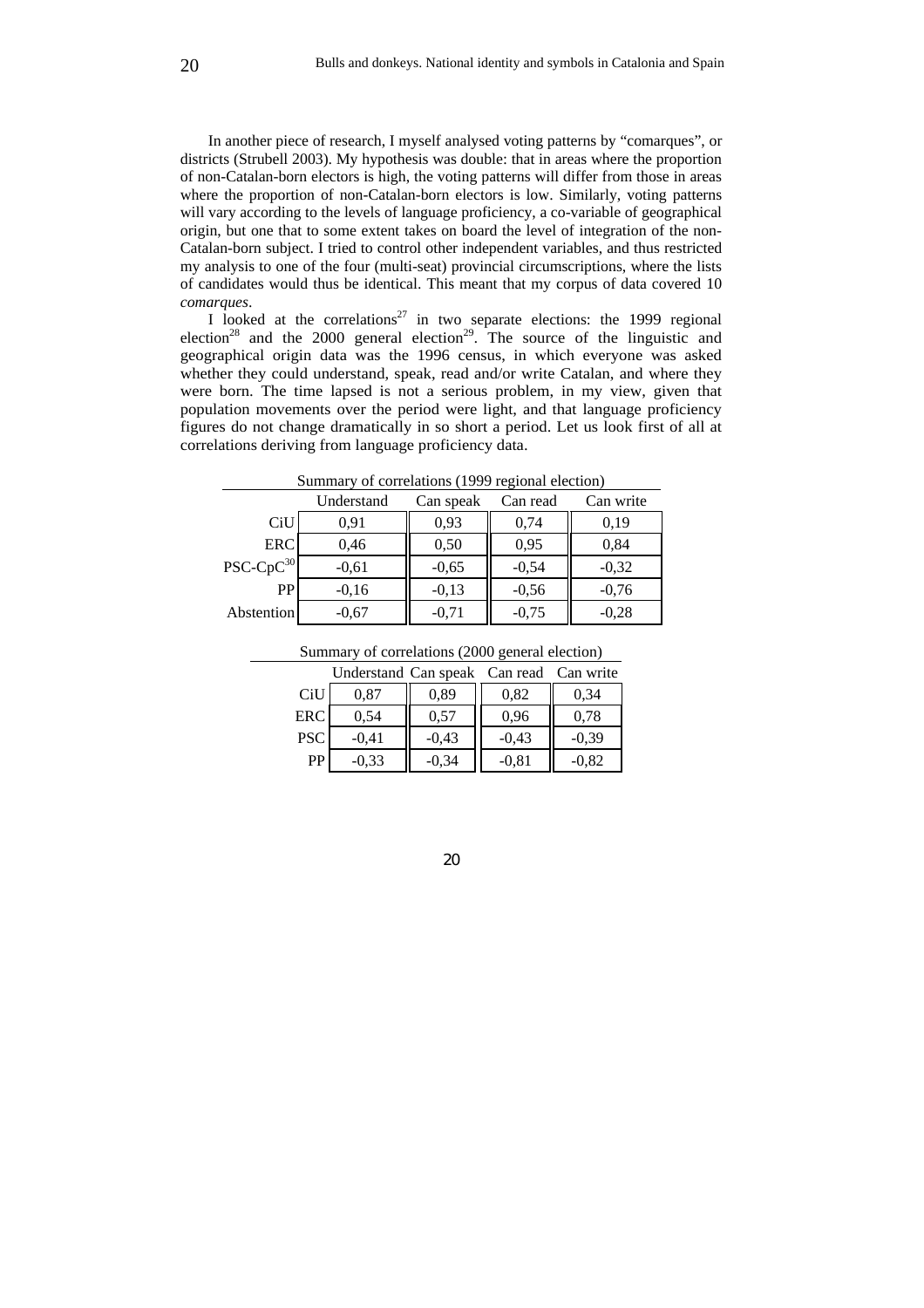In another piece of research, I myself analysed voting patterns by "comarques", or districts (Strubell 2003). My hypothesis was double: that in areas where the proportion of non-Catalan-born electors is high, the voting patterns will differ from those in areas where the proportion of non-Catalan-born electors is low. Similarly, voting patterns will vary according to the levels of language proficiency, a co-variable of geographical origin, but one that to some extent takes on board the level of integration of the non-Catalan-born subject. I tried to control other independent variables, and thus restricted my analysis to one of the four (multi-seat) provincial circumscriptions, where the lists of candidates would thus be identical. This meant that my corpus of data covered 10 *comarques*.

I looked at the correlations[27] in two separate elections: the 1999 regional election[28] and the 2000 general election[29]. The source of the linguistic and geographical origin data was the 1996 census, in which everyone was asked whether they could understand, speak, read and/or write Catalan, and where they were born. The time lapsed is not a serious problem, in my view, given that population movements over the period were light, and that language proficiency figures do not change dramatically in so short a period. Let us look first of all at correlations deriving from language proficiency data.

Summary of correlations (1999 regional election)

| | Understand | Can speak | Can read | Can write |
|---|---|---|---|---|
| CiU | 0,91 | 0,93 | 0,74 | 0,19 |
| ERC | 0,46 | 0,50 | 0,95 | 0,84 |
| PSC-CpC[30] | -0,61 | -0,65 | -0,54 | -0,32 |
| PP | -0,16 | -0,13 | -0,56 | -0,76 |
| Abstention | -0,67 | -0,71 | -0,75 | -0,28 |

Summary of correlations (2000 general election)

| | Understand | Can speak | Can read | Can write |
|---|---|---|---|---|
| CiU | 0,87 | 0,89 | 0,82 | 0,34 |
| ERC | 0,54 | 0,57 | 0,96 | 0,78 |
| PSC | -0,41 | -0,43 | -0,43 | -0,39 |
| PP | -0,33 | -0,34 | -0,81 | -0,82 |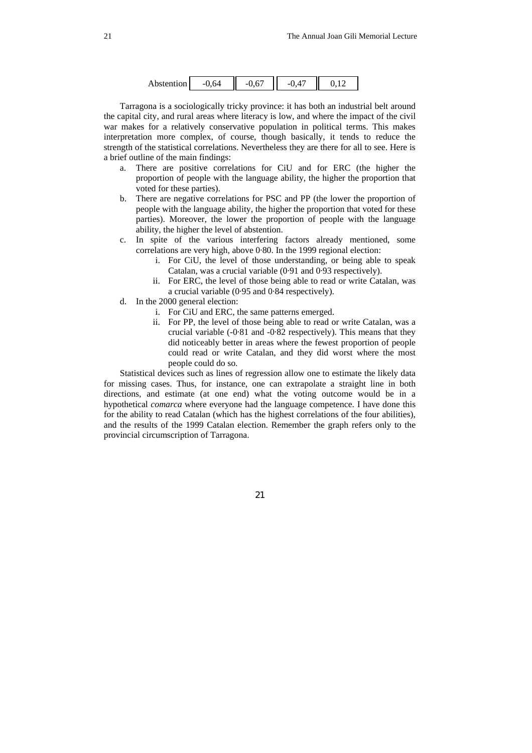| Abstention | -0,64 | -0,67 | -0,47 | 0,12 |
|---|---|---|---|---|

Tarragona is a sociologically tricky province: it has both an industrial belt around the capital city, and rural areas where literacy is low, and where the impact of the civil war makes for a relatively conservative population in political terms. This makes interpretation more complex, of course, though basically, it tends to reduce the strength of the statistical correlations. Nevertheless they are there for all to see. Here is a brief outline of the main findings:

a. There are positive correlations for CiU and for ERC (the higher the proportion of people with the language ability, the higher the proportion that voted for these parties).
b. There are negative correlations for PSC and PP (the lower the proportion of people with the language ability, the higher the proportion that voted for these parties). Moreover, the lower the proportion of people with the language ability, the higher the level of abstention.
c. In spite of the various interfering factors already mentioned, some correlations are very high, above 0·80. In the 1999 regional election:
    i. For CiU, the level of those understanding, or being able to speak Catalan, was a crucial variable (0·91 and 0·93 respectively).
    ii. For ERC, the level of those being able to read or write Catalan, was a crucial variable (0·95 and 0·84 respectively).
d. In the 2000 general election:
    i. For CiU and ERC, the same patterns emerged.
    ii. For PP, the level of those being able to read or write Catalan, was a crucial variable (-0·81 and -0·82 respectively). This means that they did noticeably better in areas where the fewest proportion of people could read or write Catalan, and they did worst where the most people could do so.

Statistical devices such as lines of regression allow one to estimate the likely data for missing cases. Thus, for instance, one can extrapolate a straight line in both directions, and estimate (at one end) what the voting outcome would be in a hypothetical *comarca* where everyone had the language competence. I have done this for the ability to read Catalan (which has the highest correlations of the four abilities), and the results of the 1999 Catalan election. Remember the graph refers only to the provincial circumscription of Tarragona.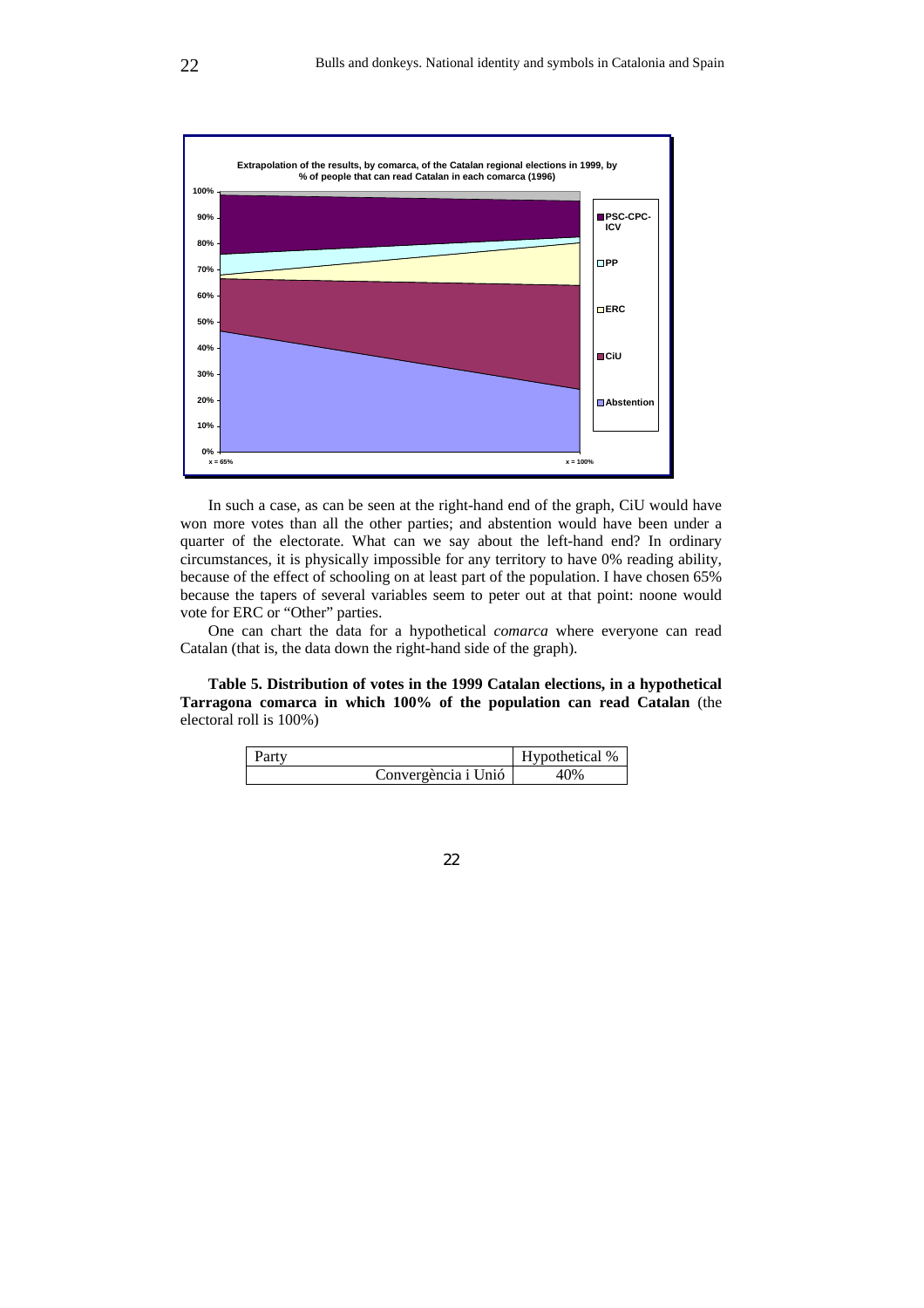In such a case, as can be seen at the right-hand end of the graph, CiU would have won more votes than all the other parties; and abstention would have been under a quarter of the electorate. What can we say about the left-hand end? In ordinary circumstances, it is physically impossible for any territory to have 0% reading ability, because of the effect of schooling on at least part of the population. I have chosen 65% because the tapers of several variables seem to peter out at that point: noone would vote for ERC or "Other" parties.

One can chart the data for a hypothetical *comarca* where everyone can read Catalan (that is, the data down the right-hand side of the graph).

**Table 5. Distribution of votes in the 1999 Catalan elections, in a hypothetical Tarragona comarca in which 100% of the population can read Catalan** (the electoral roll is 100%)

| Party | Hypothetical % |
|---|---|
| Convergència i Unió | 40% |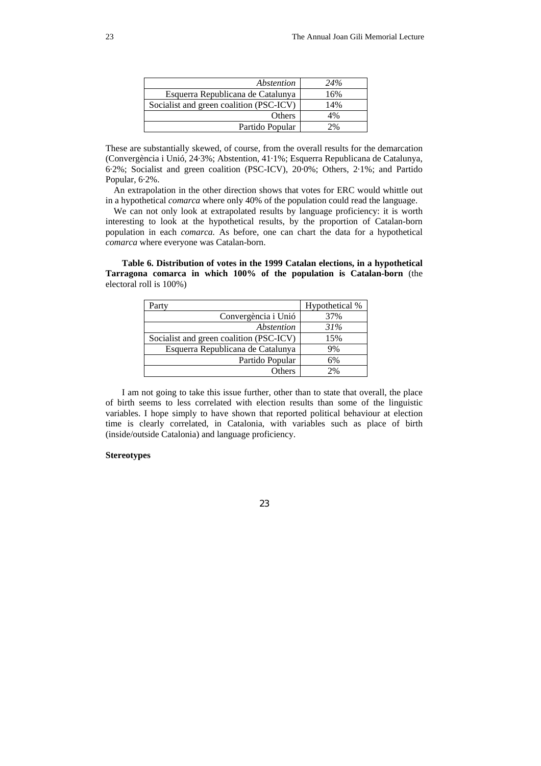| | |
|---|---|
| *Abstention* | *24%* |
| Esquerra Republicana de Catalunya | 16% |
| Socialist and green coalition (PSC-ICV) | 14% |
| Others | 4% |
| Partido Popular | 2% |

These are substantially skewed, of course, from the overall results for the demarcation (Convergència i Unió, 24·3%; Abstention, 41·1%; Esquerra Republicana de Catalunya, 6·2%; Socialist and green coalition (PSC-ICV), 20·0%; Others, 2·1%; and Partido Popular, 6·2%.

An extrapolation in the other direction shows that votes for ERC would whittle out in a hypothetical *comarca* where only 40% of the population could read the language.

We can not only look at extrapolated results by language proficiency: it is worth interesting to look at the hypothetical results, by the proportion of Catalan-born population in each *comarca.* As before, one can chart the data for a hypothetical *comarca* where everyone was Catalan-born.

**Table 6. Distribution of votes in the 1999 Catalan elections, in a hypothetical Tarragona comarca in which 100% of the population is Catalan-born** (the electoral roll is 100%)

| Party | Hypothetical % |
|---|---|
| Convergència i Unió | 37% |
| *Abstention* | *31%* |
| Socialist and green coalition (PSC-ICV) | 15% |
| Esquerra Republicana de Catalunya | 9% |
| Partido Popular | 6% |
| Others | 2% |

I am not going to take this issue further, other than to state that overall, the place of birth seems to less correlated with election results than some of the linguistic variables. I hope simply to have shown that reported political behaviour at election time is clearly correlated, in Catalonia, with variables such as place of birth (inside/outside Catalonia) and language proficiency.

**Stereotypes**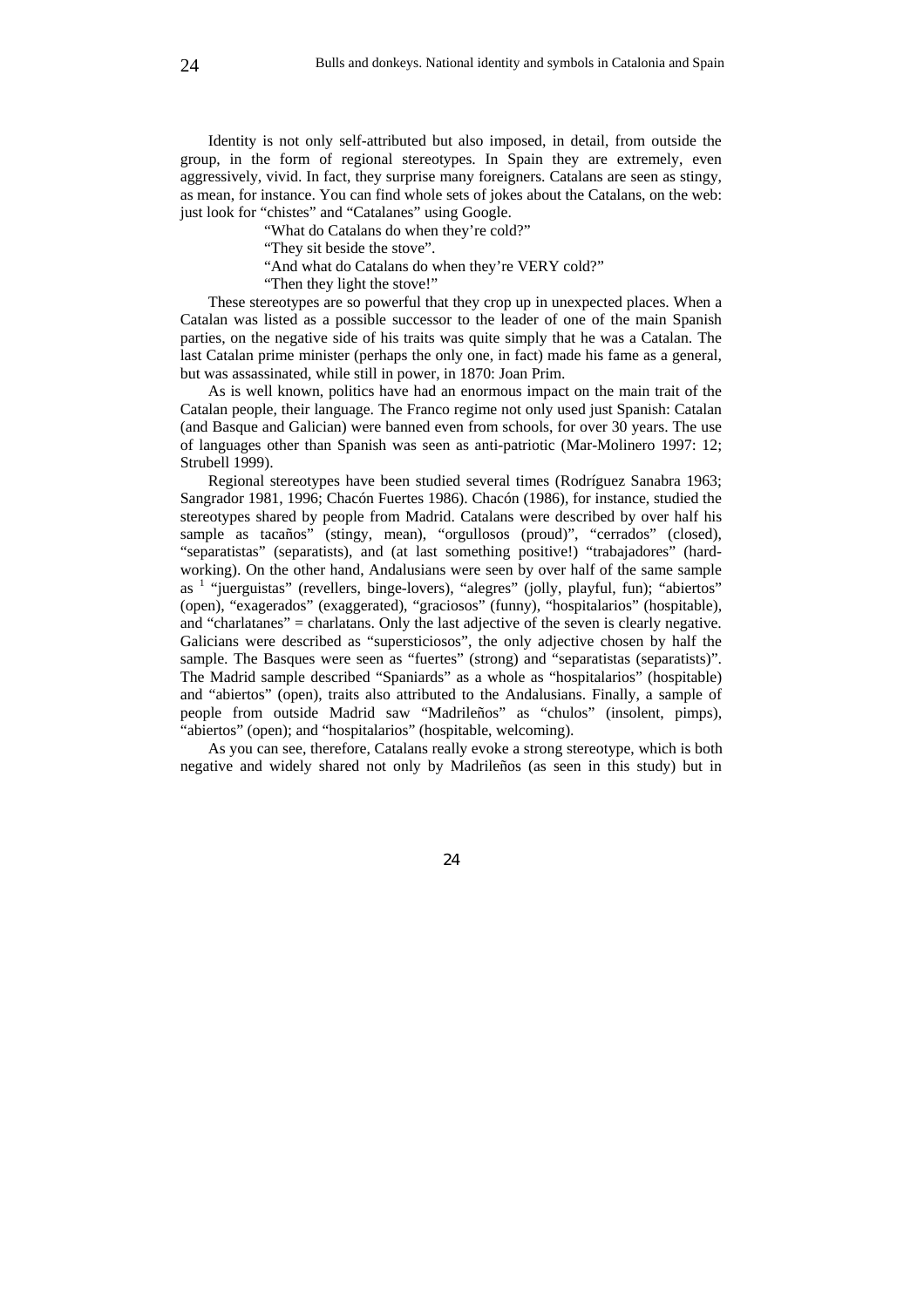Identity is not only self-attributed but also imposed, in detail, from outside the group, in the form of regional stereotypes. In Spain they are extremely, even aggressively, vivid. In fact, they surprise many foreigners. Catalans are seen as stingy, as mean, for instance. You can find whole sets of jokes about the Catalans, on the web: just look for "chistes" and "Catalanes" using Google.

> "What do Catalans do when they're cold?"
> "They sit beside the stove".
> "And what do Catalans do when they're VERY cold?"
> "Then they light the stove!"

These stereotypes are so powerful that they crop up in unexpected places. When a Catalan was listed as a possible successor to the leader of one of the main Spanish parties, on the negative side of his traits was quite simply that he was a Catalan. The last Catalan prime minister (perhaps the only one, in fact) made his fame as a general, but was assassinated, while still in power, in 1870: Joan Prim.

As is well known, politics have had an enormous impact on the main trait of the Catalan people, their language. The Franco regime not only used just Spanish: Catalan (and Basque and Galician) were banned even from schools, for over 30 years. The use of languages other than Spanish was seen as anti-patriotic (Mar-Molinero 1997: 12; Strubell 1999).

Regional stereotypes have been studied several times (Rodríguez Sanabra 1963; Sangrador 1981, 1996; Chacón Fuertes 1986). Chacón (1986), for instance, studied the stereotypes shared by people from Madrid. Catalans were described by over half his sample as tacaños" (stingy, mean), "orgullosos (proud)", "cerrados" (closed), "separatistas" (separatists), and (at last something positive!) "trabajadores" (hard-working). On the other hand, Andalusians were seen by over half of the same sample as [1] "juerguistas" (revellers, binge-lovers), "alegres" (jolly, playful, fun); "abiertos" (open), "exagerados" (exaggerated), "graciosos" (funny), "hospitalarios" (hospitable), and "charlatanes" = charlatans. Only the last adjective of the seven is clearly negative. Galicians were described as "supersticiosos", the only adjective chosen by half the sample. The Basques were seen as "fuertes" (strong) and "separatistas (separatists)". The Madrid sample described "Spaniards" as a whole as "hospitalarios" (hospitable) and "abiertos" (open), traits also attributed to the Andalusians. Finally, a sample of people from outside Madrid saw "Madrileños" as "chulos" (insolent, pimps), "abiertos" (open); and "hospitalarios" (hospitable, welcoming).

As you can see, therefore, Catalans really evoke a strong stereotype, which is both negative and widely shared not only by Madrileños (as seen in this study) but in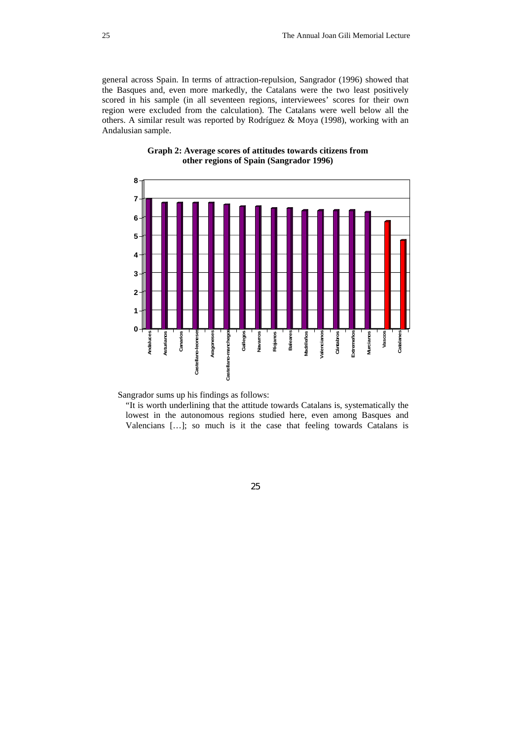general across Spain. In terms of attraction-repulsion, Sangrador (1996) showed that the Basques and, even more markedly, the Catalans were the two least positively scored in his sample (in all seventeen regions, interviewees' scores for their own region were excluded from the calculation). The Catalans were well below all the others. A similar result was reported by Rodríguez & Moya (1998), working with an Andalusian sample.

**Graph 2: Average scores of attitudes towards citizens from other regions of Spain (Sangrador 1996)**

| Region | Score |
|---|---|
| Andaluces | 7 |
| Asturianos | 6.8 |
| Canarios | 6.8 |
| Castellano-leoneses | 6.8 |
| Aragoneses | 6.8 |
| Castellano-manchegos | 6.7 |
| Gallegos | 6.6 |
| Navarros | 6.6 |
| Riojanos | 6.5 |
| Baleares | 6.5 |
| Madrileños | 6.4 |
| Valencianos | 6.4 |
| Cántabros | 6.4 |
| Extremeños | 6.4 |
| Murcianos | 6.3 |
| Vascos | 5.8 |
| Catalanes | 4.8 |

Sangrador sums up his findings as follows:

> "It is worth underlining that the attitude towards Catalans is, systematically the lowest in the autonomous regions studied here, even among Basques and Valencians […]; so much is it the case that feeling towards Catalans is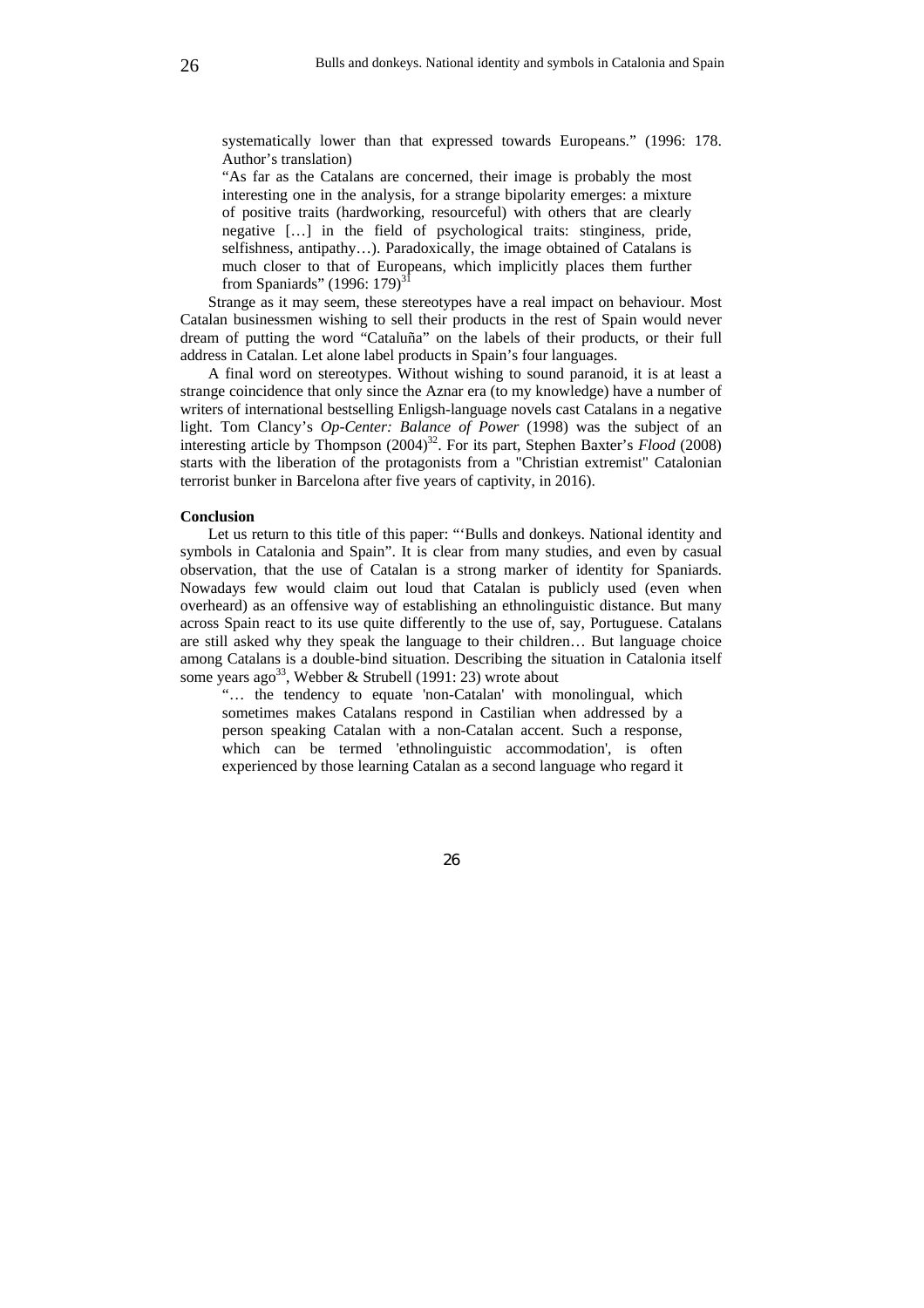> systematically lower than that expressed towards Europeans." (1996: 178. Author's translation)
>
> "As far as the Catalans are concerned, their image is probably the most interesting one in the analysis, for a strange bipolarity emerges: a mixture of positive traits (hardworking, resourceful) with others that are clearly negative […] in the field of psychological traits: stinginess, pride, selfishness, antipathy…). Paradoxically, the image obtained of Catalans is much closer to that of Europeans, which implicitly places them further from Spaniards" (1996: 179)[31]

Strange as it may seem, these stereotypes have a real impact on behaviour. Most Catalan businessmen wishing to sell their products in the rest of Spain would never dream of putting the word "Cataluña" on the labels of their products, or their full address in Catalan. Let alone label products in Spain's four languages.

A final word on stereotypes. Without wishing to sound paranoid, it is at least a strange coincidence that only since the Aznar era (to my knowledge) have a number of writers of international bestselling Enligsh-language novels cast Catalans in a negative light. Tom Clancy's *Op-Center: Balance of Power* (1998) was the subject of an interesting article by Thompson (2004)[32]. For its part, Stephen Baxter's *Flood* (2008) starts with the liberation of the protagonists from a "Christian extremist" Catalonian terrorist bunker in Barcelona after five years of captivity, in 2016).

**Conclusion**

Let us return to this title of this paper: "'Bulls and donkeys. National identity and symbols in Catalonia and Spain". It is clear from many studies, and even by casual observation, that the use of Catalan is a strong marker of identity for Spaniards. Nowadays few would claim out loud that Catalan is publicly used (even when overheard) as an offensive way of establishing an ethnolinguistic distance. But many across Spain react to its use quite differently to the use of, say, Portuguese. Catalans are still asked why they speak the language to their children… But language choice among Catalans is a double-bind situation. Describing the situation in Catalonia itself some years ago[33], Webber & Strubell (1991: 23) wrote about

> "… the tendency to equate 'non-Catalan' with monolingual, which sometimes makes Catalans respond in Castilian when addressed by a person speaking Catalan with a non-Catalan accent. Such a response, which can be termed 'ethnolinguistic accommodation', is often experienced by those learning Catalan as a second language who regard it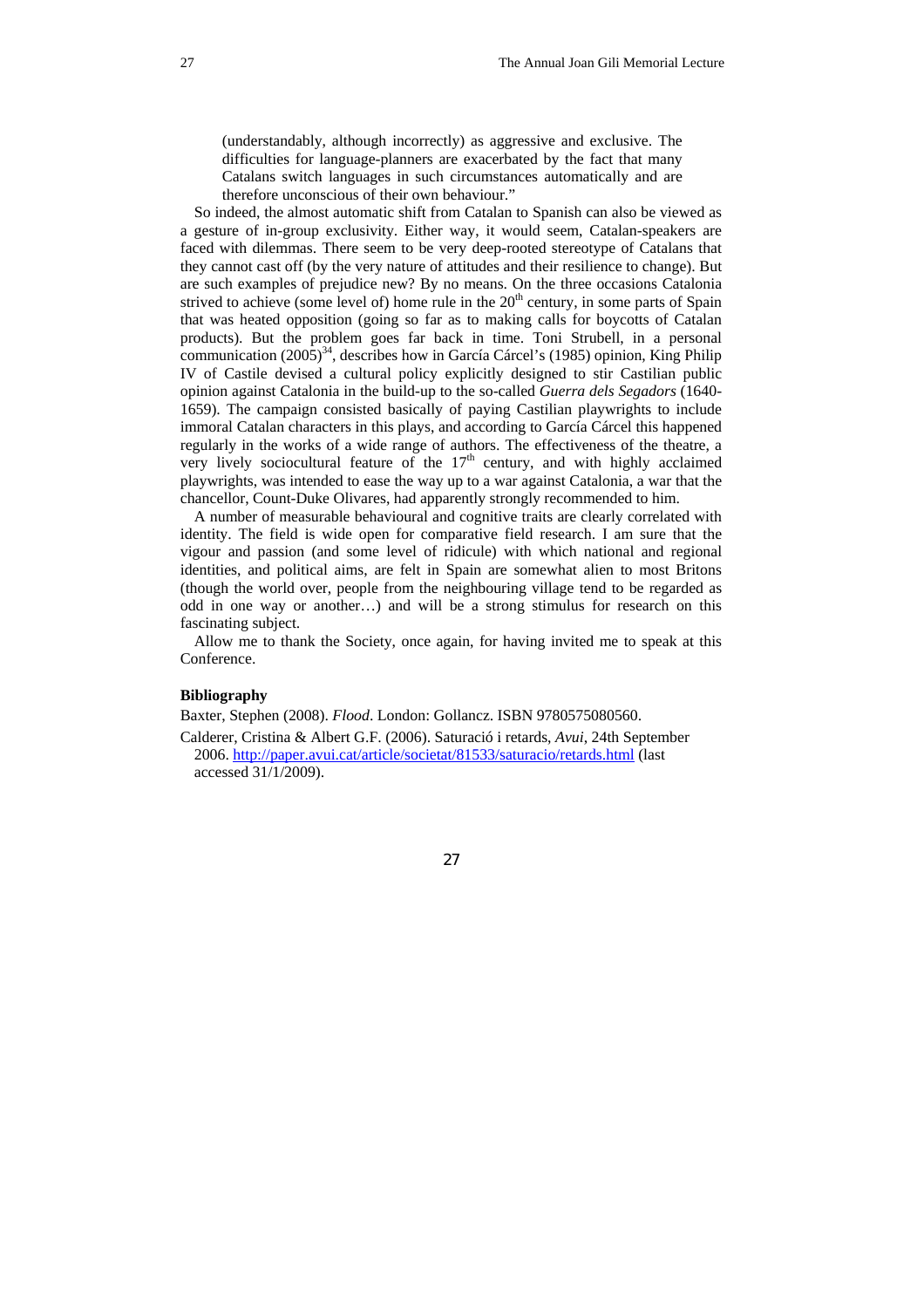> (understandably, although incorrectly) as aggressive and exclusive. The difficulties for language-planners are exacerbated by the fact that many Catalans switch languages in such circumstances automatically and are therefore unconscious of their own behaviour."

So indeed, the almost automatic shift from Catalan to Spanish can also be viewed as a gesture of in-group exclusivity. Either way, it would seem, Catalan-speakers are faced with dilemmas. There seem to be very deep-rooted stereotype of Catalans that they cannot cast off (by the very nature of attitudes and their resilience to change). But are such examples of prejudice new? By no means. On the three occasions Catalonia strived to achieve (some level of) home rule in the 20th century, in some parts of Spain that was heated opposition (going so far as to making calls for boycotts of Catalan products). But the problem goes far back in time. Toni Strubell, in a personal communication (2005)[34], describes how in García Cárcel's (1985) opinion, King Philip IV of Castile devised a cultural policy explicitly designed to stir Castilian public opinion against Catalonia in the build-up to the so-called *Guerra dels Segadors* (1640-1659). The campaign consisted basically of paying Castilian playwrights to include immoral Catalan characters in this plays, and according to García Cárcel this happened regularly in the works of a wide range of authors. The effectiveness of the theatre, a very lively sociocultural feature of the 17th century, and with highly acclaimed playwrights, was intended to ease the way up to a war against Catalonia, a war that the chancellor, Count-Duke Olivares, had apparently strongly recommended to him.

A number of measurable behavioural and cognitive traits are clearly correlated with identity. The field is wide open for comparative field research. I am sure that the vigour and passion (and some level of ridicule) with which national and regional identities, and political aims, are felt in Spain are somewhat alien to most Britons (though the world over, people from the neighbouring village tend to be regarded as odd in one way or another…) and will be a strong stimulus for research on this fascinating subject.

Allow me to thank the Society, once again, for having invited me to speak at this Conference.

**Bibliography**

Baxter, Stephen (2008). *Flood*. London: Gollancz. ISBN 9780575080560.

Calderer, Cristina & Albert G.F. (2006). Saturació i retards, *Avui*, 24th September 2006. http://paper.avui.cat/article/societat/81533/saturacio/retards.html (last accessed 31/1/2009).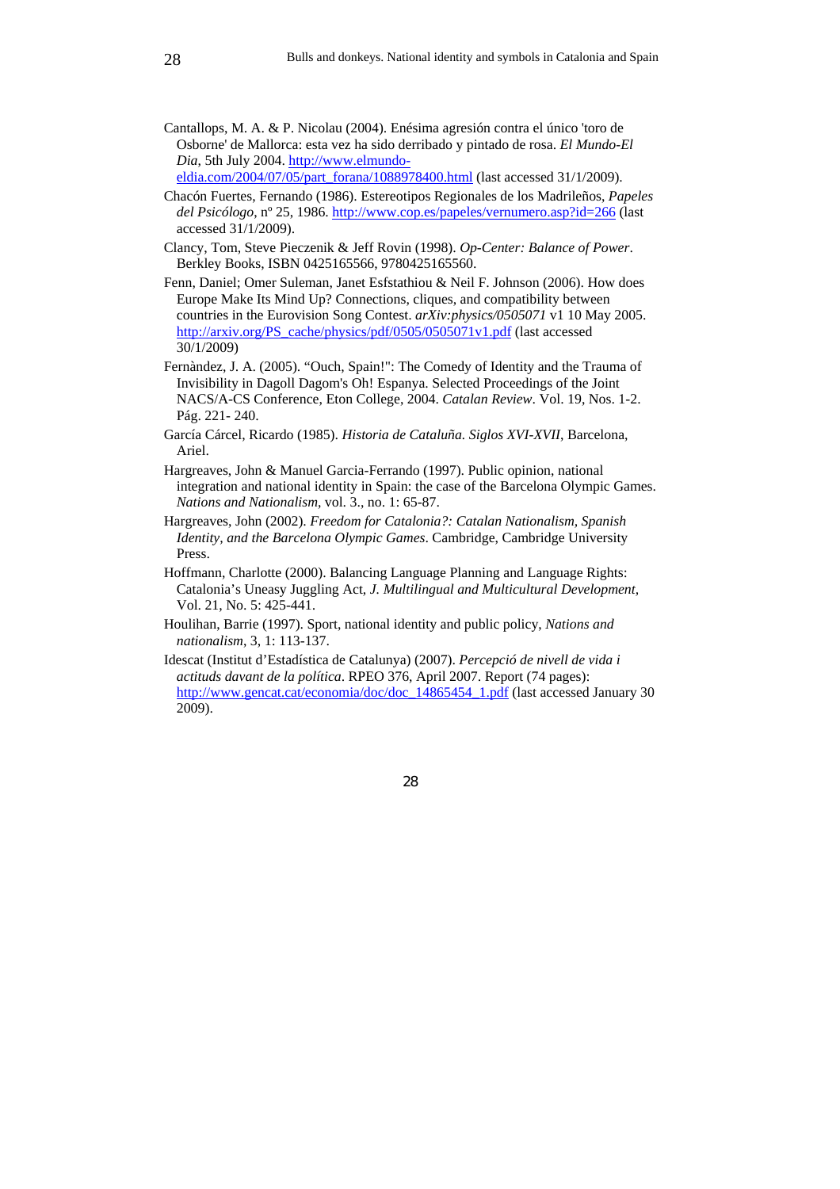Cantallops, M. A. & P. Nicolau (2004). Enésima agresión contra el único 'toro de Osborne' de Mallorca: esta vez ha sido derribado y pintado de rosa. *El Mundo-El Dia*, 5th July 2004. http://www.elmundo-eldia.com/2004/07/05/part_forana/1088978400.html (last accessed 31/1/2009).

Chacón Fuertes, Fernando (1986). Estereotipos Regionales de los Madrileños, *Papeles del Psicólogo*, nº 25, 1986. http://www.cop.es/papeles/vernumero.asp?id=266 (last accessed 31/1/2009).

Clancy, Tom, Steve Pieczenik & Jeff Rovin (1998). *Op-Center: Balance of Power*. Berkley Books, ISBN 0425165566, 9780425165560.

Fenn, Daniel; Omer Suleman, Janet Esfstathiou & Neil F. Johnson (2006). How does Europe Make Its Mind Up? Connections, cliques, and compatibility between countries in the Eurovision Song Contest. *arXiv:physics/0505071* v1 10 May 2005. http://arxiv.org/PS_cache/physics/pdf/0505/0505071v1.pdf (last accessed 30/1/2009)

Fernàndez, J. A. (2005). "Ouch, Spain!": The Comedy of Identity and the Trauma of Invisibility in Dagoll Dagom's Oh! Espanya. Selected Proceedings of the Joint NACS/A-CS Conference, Eton College, 2004. *Catalan Review*. Vol. 19, Nos. 1-2. Pág. 221- 240.

García Cárcel, Ricardo (1985). *Historia de Cataluña. Siglos XVI-XVII*, Barcelona, Ariel.

Hargreaves, John & Manuel Garcia-Ferrando (1997). Public opinion, national integration and national identity in Spain: the case of the Barcelona Olympic Games. *Nations and Nationalism*, vol. 3., no. 1: 65-87.

Hargreaves, John (2002). *Freedom for Catalonia?: Catalan Nationalism, Spanish Identity, and the Barcelona Olympic Games*. Cambridge, Cambridge University Press.

Hoffmann, Charlotte (2000). Balancing Language Planning and Language Rights: Catalonia's Uneasy Juggling Act, *J. Multilingual and Multicultural Development*, Vol. 21, No. 5: 425-441.

Houlihan, Barrie (1997). Sport, national identity and public policy, *Nations and nationalism*, 3, 1: 113-137.

Idescat (Institut d'Estadística de Catalunya) (2007). *Percepció de nivell de vida i actituds davant de la política*. RPEO 376, April 2007. Report (74 pages): http://www.gencat.cat/economia/doc/doc_14865454_1.pdf (last accessed January 30 2009).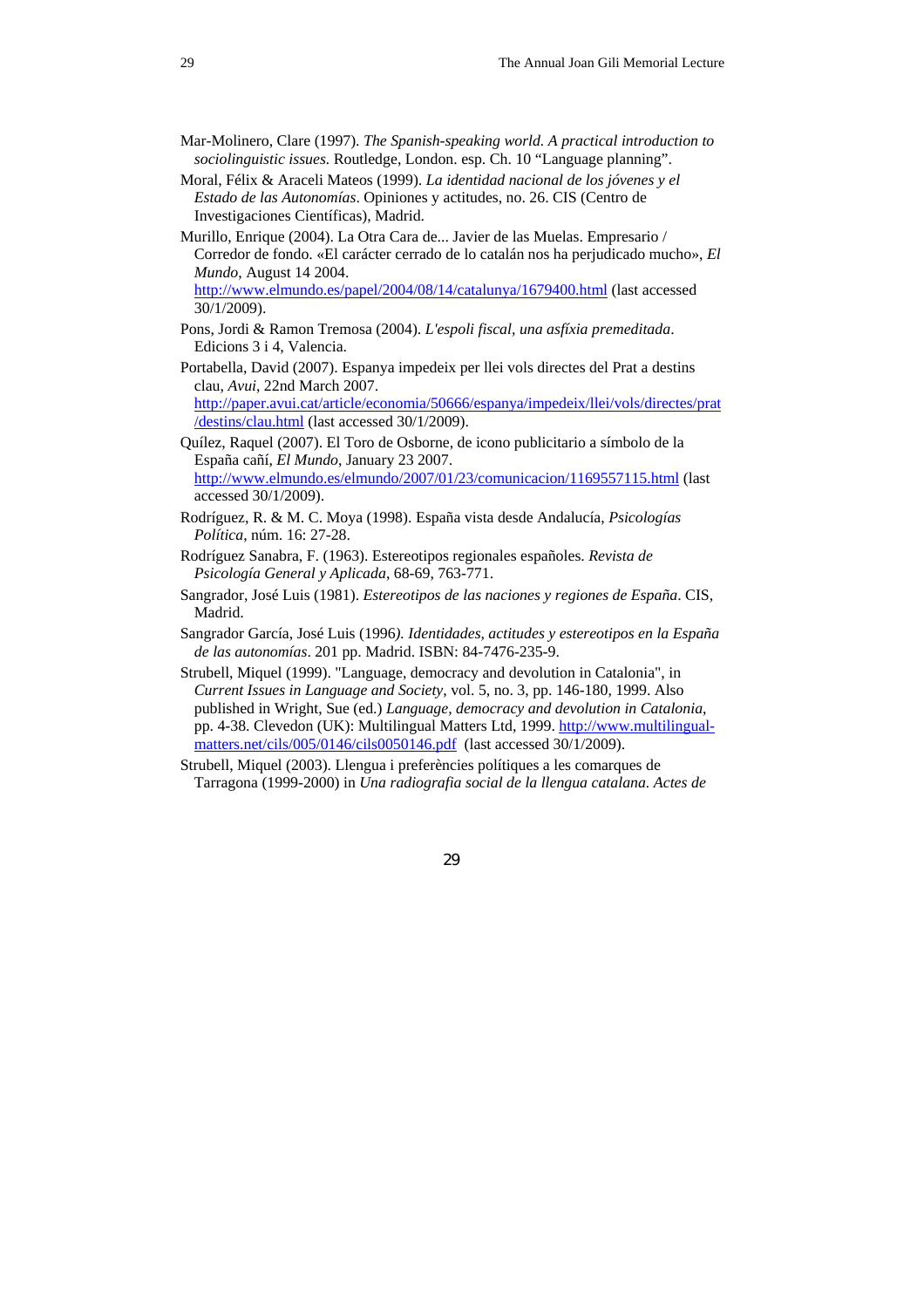Mar-Molinero, Clare (1997). *The Spanish-speaking world. A practical introduction to sociolinguistic issues*. Routledge, London. esp. Ch. 10 "Language planning".

Moral, Félix & Araceli Mateos (1999). *La identidad nacional de los jóvenes y el Estado de las Autonomías*. Opiniones y actitudes, no. 26. CIS (Centro de Investigaciones Científicas), Madrid.

Murillo, Enrique (2004). La Otra Cara de... Javier de las Muelas. Empresario / Corredor de fondo. «El carácter cerrado de lo catalán nos ha perjudicado mucho», *El Mundo*, August 14 2004. http://www.elmundo.es/papel/2004/08/14/catalunya/1679400.html (last accessed 30/1/2009).

Pons, Jordi & Ramon Tremosa (2004). *L'espoli fiscal, una asfíxia premeditada*. Edicions 3 i 4, Valencia.

Portabella, David (2007). Espanya impedeix per llei vols directes del Prat a destins clau, *Avui*, 22nd March 2007. http://paper.avui.cat/article/economia/50666/espanya/impedeix/llei/vols/directes/prat/destins/clau.html (last accessed 30/1/2009).

Quílez, Raquel (2007). El Toro de Osborne, de icono publicitario a símbolo de la España cañí, *El Mundo*, January 23 2007. http://www.elmundo.es/elmundo/2007/01/23/comunicacion/1169557115.html (last accessed 30/1/2009).

Rodríguez, R. & M. C. Moya (1998). España vista desde Andalucía, *Psicologías Política*, núm. 16: 27-28.

Rodríguez Sanabra, F. (1963). Estereotipos regionales españoles. *Revista de Psicología General y Aplicada*, 68-69, 763-771.

Sangrador, José Luis (1981). *Estereotipos de las naciones y regiones de España*. CIS, Madrid.

Sangrador García, José Luis (1996). *Identidades, actitudes y estereotipos en la España de las autonomías*. 201 pp. Madrid. ISBN: 84-7476-235-9.

Strubell, Miquel (1999). "Language, democracy and devolution in Catalonia", in *Current Issues in Language and Society*, vol. 5, no. 3, pp. 146-180, 1999. Also published in Wright, Sue (ed.) *Language, democracy and devolution in Catalonia*, pp. 4-38. Clevedon (UK): Multilingual Matters Ltd, 1999. http://www.multilingual-matters.net/cils/005/0146/cils0050146.pdf (last accessed 30/1/2009).

Strubell, Miquel (2003). Llengua i preferències polítiques a les comarques de Tarragona (1999-2000) in *Una radiografia social de la llengua catalana. Actes de*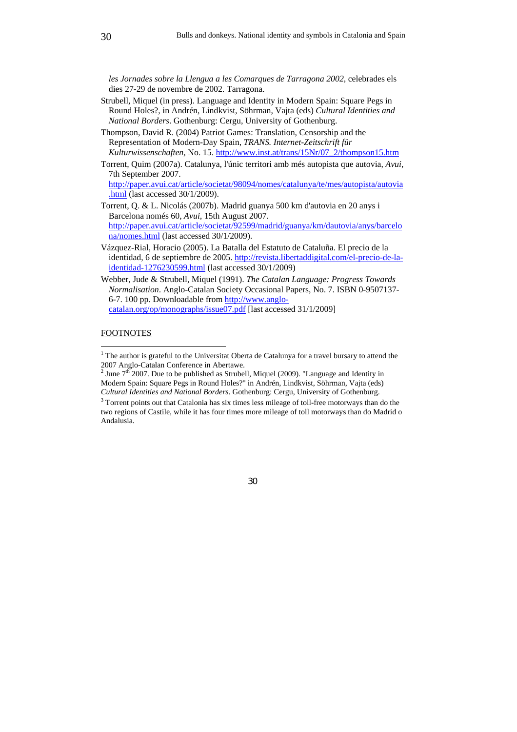*les Jornades sobre la Llengua a les Comarques de Tarragona 2002*, celebrades els dies 27-29 de novembre de 2002. Tarragona.

Strubell, Miquel (in press). Language and Identity in Modern Spain: Square Pegs in Round Holes?, in Andrén, Lindkvist, Söhrman, Vajta (eds) *Cultural Identities and National Borders*. Gothenburg: Cergu, University of Gothenburg.

Thompson, David R. (2004) Patriot Games: Translation, Censorship and the Representation of Modern-Day Spain, *TRANS. Internet-Zeitschrift für Kulturwissenschaften*, No. 15. http://www.inst.at/trans/15Nr/07_2/thompson15.htm

Torrent, Quim (2007a). Catalunya, l'únic territori amb més autopista que autovia, *Avui*, 7th September 2007. http://paper.avui.cat/article/societat/98094/nomes/catalunya/te/mes/autopista/autovia.html (last accessed 30/1/2009).

Torrent, Q. & L. Nicolás (2007b). Madrid guanya 500 km d'autovia en 20 anys i Barcelona només 60, *Avui*, 15th August 2007. http://paper.avui.cat/article/societat/92599/madrid/guanya/km/dautovia/anys/barcelona/nomes.html (last accessed 30/1/2009).

Vázquez-Rial, Horacio (2005). La Batalla del Estatuto de Cataluña. El precio de la identidad, 6 de septiembre de 2005. http://revista.libertaddigital.com/el-precio-de-la-identidad-1276230599.html (last accessed 30/1/2009)

Webber, Jude & Strubell, Miquel (1991). *The Catalan Language: Progress Towards Normalisation*. Anglo-Catalan Society Occasional Papers, No. 7. ISBN 0-9507137-6-7. 100 pp. Downloadable from http://www.anglo-catalan.org/op/monographs/issue07.pdf [last accessed 31/1/2009]

FOOTNOTES

[1] The author is grateful to the Universitat Oberta de Catalunya for a travel bursary to attend the 2007 Anglo-Catalan Conference in Abertawe.

[2] June 7th 2007. Due to be published as Strubell, Miquel (2009). "Language and Identity in Modern Spain: Square Pegs in Round Holes?" in Andrén, Lindkvist, Söhrman, Vajta (eds) *Cultural Identities and National Borders*. Gothenburg: Cergu, University of Gothenburg.

[3] Torrent points out that Catalonia has six times less mileage of toll-free motorways than do the two regions of Castile, while it has four times more mileage of toll motorways than do Madrid o Andalusia.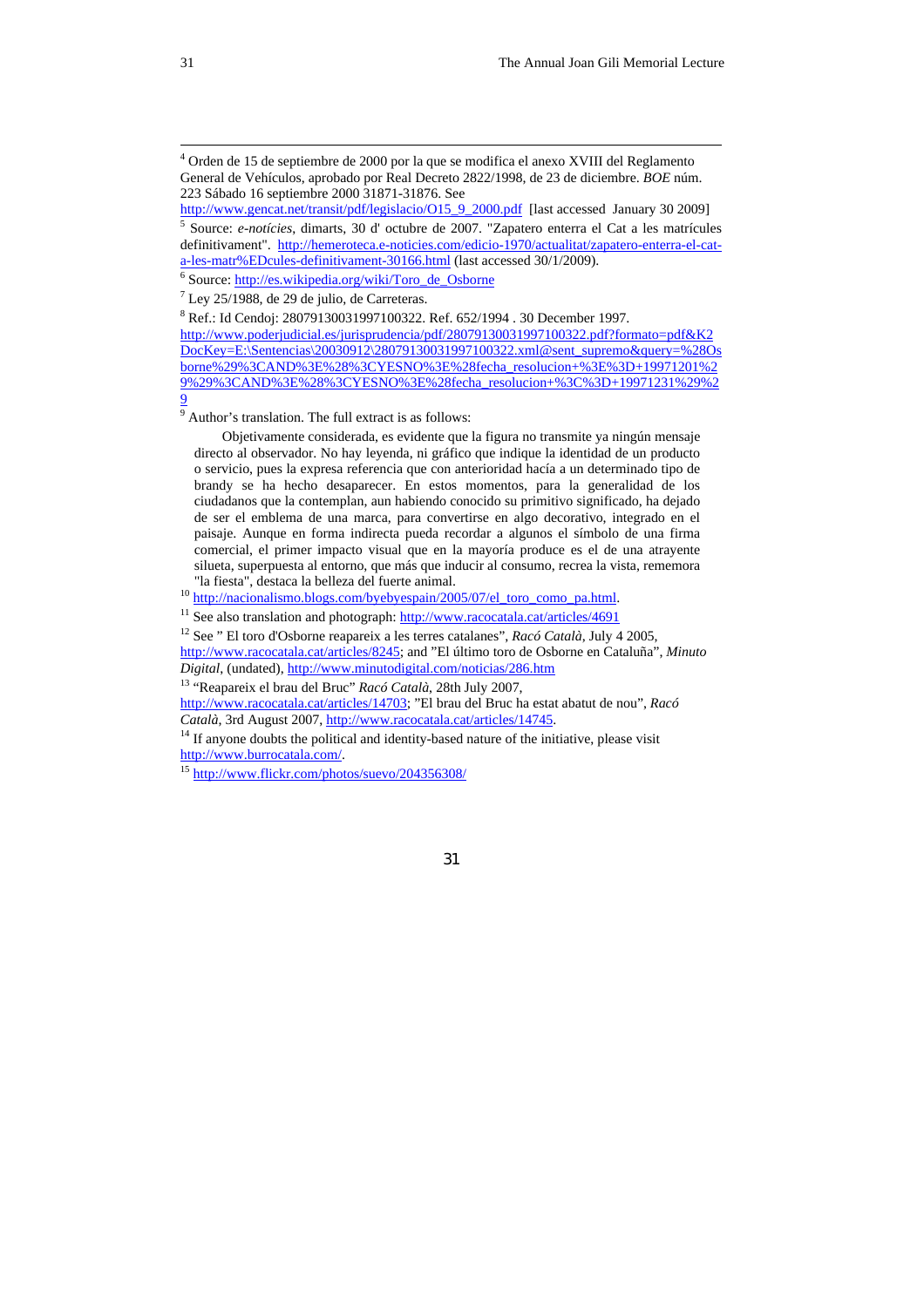[4] Orden de 15 de septiembre de 2000 por la que se modifica el anexo XVIII del Reglamento General de Vehículos, aprobado por Real Decreto 2822/1998, de 23 de diciembre. *BOE* núm. 223 Sábado 16 septiembre 2000 31871-31876. See http://www.gencat.net/transit/pdf/legislacio/O15_9_2000.pdf [last accessed January 30 2009]

[5] Source: *e-notícies*, dimarts, 30 d' octubre de 2007. "Zapatero enterra el Cat a les matrícules definitivament". http://hemeroteca.e-noticies.com/edicio-1970/actualitat/zapatero-enterra-el-cat-a-les-matr%EDcules-definitivament-30166.html (last accessed 30/1/2009).

[6] Source: http://es.wikipedia.org/wiki/Toro_de_Osborne

[7] Ley 25/1988, de 29 de julio, de Carreteras.

[8] Ref.: Id Cendoj: 28079130031997100322. Ref. 652/1994 . 30 December 1997. http://www.poderjudicial.es/jurisprudencia/pdf/28079130031997100322.pdf?formato=pdf&K2DocKey=E:\Sentencias\20030912\28079130031997100322.xml@sent_supremo&query=%28Osborne%29%3CAND%3E%28%3CYESNO%3E%28fecha_resolucion+%3E%3D+19971201%29%29%3CAND%3E%28%3CYESNO%3E%28fecha_resolucion+%3C%3D+19971231%29%29

[9] Author's translation. The full extract is as follows:

> Objetivamente considerada, es evidente que la figura no transmite ya ningún mensaje directo al observador. No hay leyenda, ni gráfico que indique la identidad de un producto o servicio, pues la expresa referencia que con anterioridad hacía a un determinado tipo de brandy se ha hecho desaparecer. En estos momentos, para la generalidad de los ciudadanos que la contemplan, aun habiendo conocido su primitivo significado, ha dejado de ser el emblema de una marca, para convertirse en algo decorativo, integrado en el paisaje. Aunque en forma indirecta pueda recordar a algunos el símbolo de una firma comercial, el primer impacto visual que en la mayoría produce es el de una atrayente silueta, superpuesta al entorno, que más que inducir al consumo, recrea la vista, rememora "la fiesta", destaca la belleza del fuerte animal.

[10] http://nacionalismo.blogs.com/byebyespain/2005/07/el_toro_como_pa.html.

[11] See also translation and photograph: http://www.racocatala.cat/articles/4691

[12] See " El toro d'Osborne reapareix a les terres catalanes", *Racó Català*, July 4 2005, http://www.racocatala.cat/articles/8245; and "El último toro de Osborne en Cataluña", *Minuto Digital*, (undated), http://www.minutodigital.com/noticias/286.htm

[13] "Reapareix el brau del Bruc" *Racó Català*, 28th July 2007, http://www.racocatala.cat/articles/14703; "El brau del Bruc ha estat abatut de nou", *Racó Català*, 3rd August 2007, http://www.racocatala.cat/articles/14745.

[14] If anyone doubts the political and identity-based nature of the initiative, please visit http://www.burrocatala.com/.

[15] http://www.flickr.com/photos/suevo/204356308/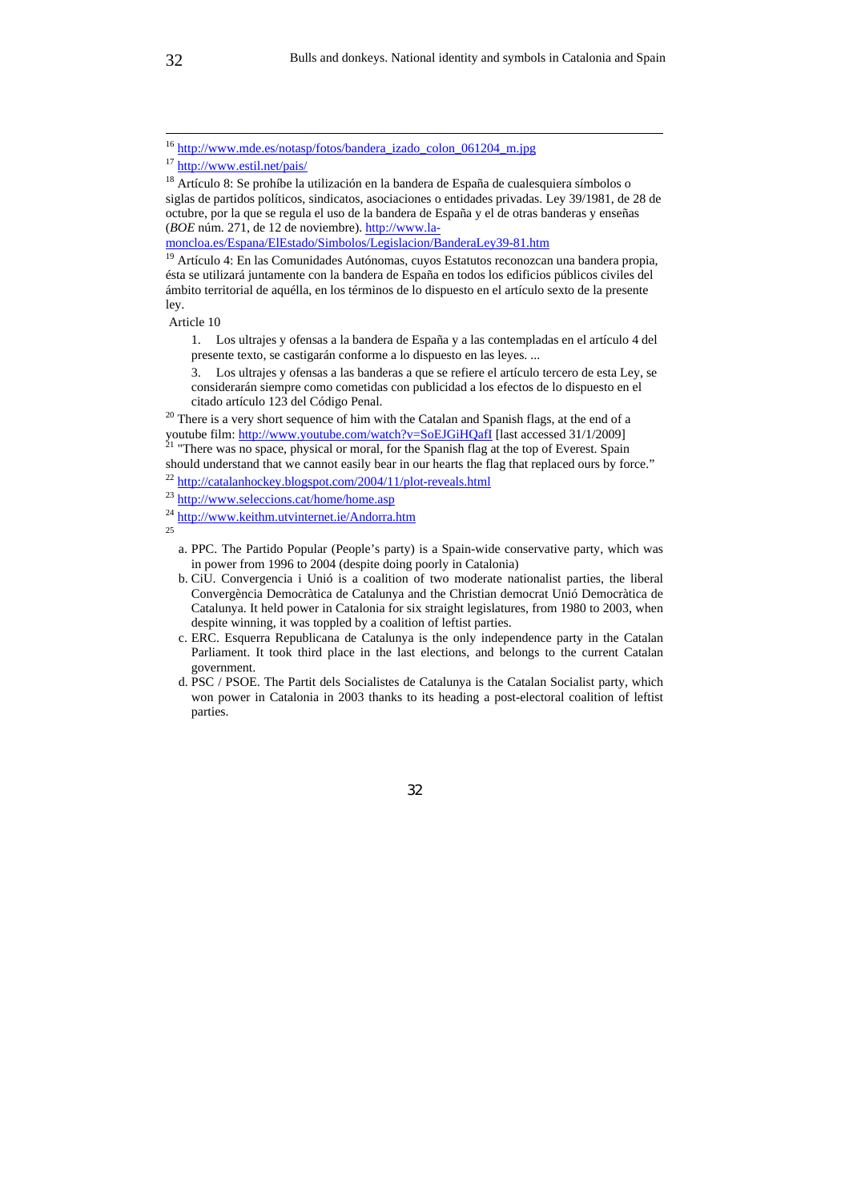[16] http://www.mde.es/notasp/fotos/bandera_izado_colon_061204_m.jpg

[17] http://www.estil.net/pais/

[18] Artículo 8: Se prohíbe la utilización en la bandera de España de cualesquiera símbolos o siglas de partidos políticos, sindicatos, asociaciones o entidades privadas. Ley 39/1981, de 28 de octubre, por la que se regula el uso de la bandera de España y el de otras banderas y enseñas (*BOE* núm. 271, de 12 de noviembre). http://www.la-moncloa.es/Espana/ElEstado/Simbolos/Legislacion/BanderaLey39-81.htm

[19] Artículo 4: En las Comunidades Autónomas, cuyos Estatutos reconozcan una bandera propia, ésta se utilizará juntamente con la bandera de España en todos los edificios públicos civiles del ámbito territorial de aquélla, en los términos de lo dispuesto en el artículo sexto de la presente ley.

Article 10

1. Los ultrajes y ofensas a la bandera de España y a las contempladas en el artículo 4 del presente texto, se castigarán conforme a lo dispuesto en las leyes. ...

3. Los ultrajes y ofensas a las banderas a que se refiere el artículo tercero de esta Ley, se considerarán siempre como cometidas con publicidad a los efectos de lo dispuesto en el citado artículo 123 del Código Penal.

[20] There is a very short sequence of him with the Catalan and Spanish flags, at the end of a youtube film: http://www.youtube.com/watch?v=SoEJGiHQafI [last accessed 31/1/2009]

[21] "There was no space, physical or moral, for the Spanish flag at the top of Everest. Spain should understand that we cannot easily bear in our hearts the flag that replaced ours by force."

[22] http://catalanhockey.blogspot.com/2004/11/plot-reveals.html

[23] http://www.seleccions.cat/home/home.asp

[24] http://www.keithm.utvinternet.ie/Andorra.htm

[25]

a. PPC. The Partido Popular (People's party) is a Spain-wide conservative party, which was in power from 1996 to 2004 (despite doing poorly in Catalonia)

b. CiU. Convergencia i Unió is a coalition of two moderate nationalist parties, the liberal Convergència Democràtica de Catalunya and the Christian democrat Unió Democràtica de Catalunya. It held power in Catalonia for six straight legislatures, from 1980 to 2003, when despite winning, it was toppled by a coalition of leftist parties.

c. ERC. Esquerra Republicana de Catalunya is the only independence party in the Catalan Parliament. It took third place in the last elections, and belongs to the current Catalan government.

d. PSC / PSOE. The Partit dels Socialistes de Catalunya is the Catalan Socialist party, which won power in Catalonia in 2003 thanks to its heading a post-electoral coalition of leftist parties.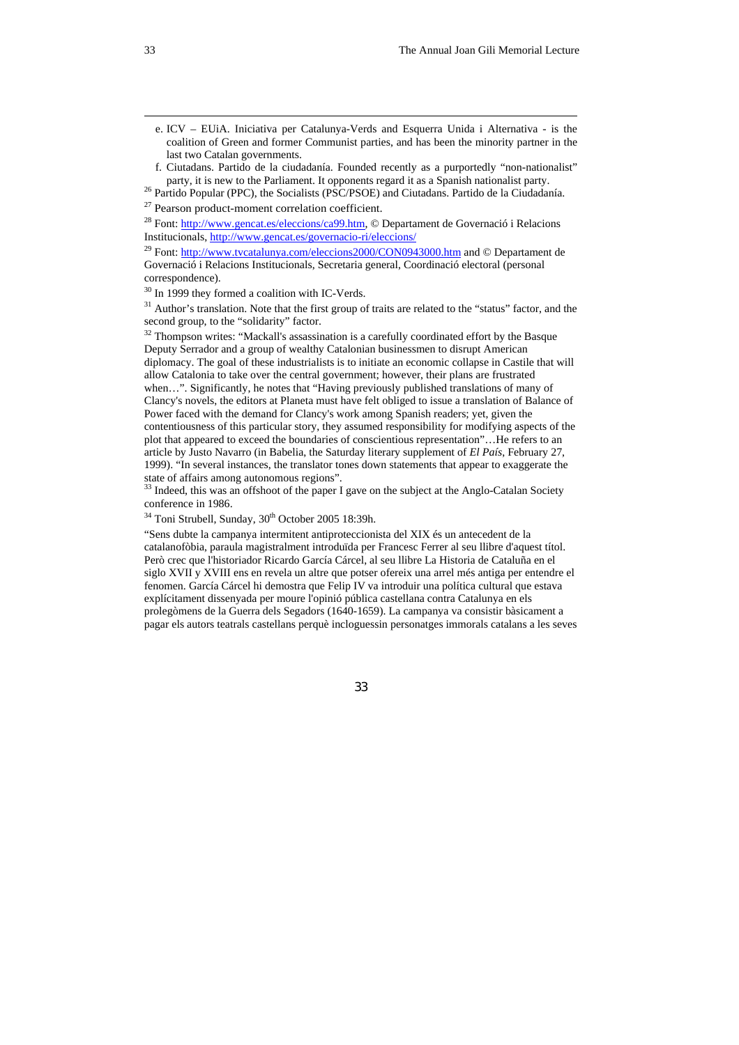e. ICV – EUiA. Iniciativa per Catalunya-Verds and Esquerra Unida i Alternativa - is the coalition of Green and former Communist parties, and has been the minority partner in the last two Catalan governments.

f. Ciutadans. Partido de la ciudadanía. Founded recently as a purportedly "non-nationalist" party, it is new to the Parliament. It opponents regard it as a Spanish nationalist party.

[26] Partido Popular (PPC), the Socialists (PSC/PSOE) and Ciutadans. Partido de la Ciudadanía.

[27] Pearson product-moment correlation coefficient.

[28] Font: http://www.gencat.es/eleccions/ca99.htm, © Departament de Governació i Relacions Institucionals, http://www.gencat.es/governacio-ri/eleccions/

[29] Font: http://www.tvcatalunya.com/eleccions2000/CON0943000.htm and © Departament de Governació i Relacions Institucionals, Secretaria general, Coordinació electoral (personal correspondence).

[30] In 1999 they formed a coalition with IC-Verds.

[31] Author's translation. Note that the first group of traits are related to the "status" factor, and the second group, to the "solidarity" factor.

[32] Thompson writes: "Mackall's assassination is a carefully coordinated effort by the Basque Deputy Serrador and a group of wealthy Catalonian businessmen to disrupt American diplomacy. The goal of these industrialists is to initiate an economic collapse in Castile that will allow Catalonia to take over the central government; however, their plans are frustrated when…". Significantly, he notes that "Having previously published translations of many of Clancy's novels, the editors at Planeta must have felt obliged to issue a translation of Balance of Power faced with the demand for Clancy's work among Spanish readers; yet, given the contentiousness of this particular story, they assumed responsibility for modifying aspects of the plot that appeared to exceed the boundaries of conscientious representation"…He refers to an article by Justo Navarro (in Babelia, the Saturday literary supplement of *El País*, February 27, 1999). "In several instances, the translator tones down statements that appear to exaggerate the state of affairs among autonomous regions".

[33] Indeed, this was an offshoot of the paper I gave on the subject at the Anglo-Catalan Society conference in 1986.

[34] Toni Strubell, Sunday, 30th October 2005 18:39h.

"Sens dubte la campanya intermitent antiproteccionista del XIX és un antecedent de la catalanofòbia, paraula magistralment introduïda per Francesc Ferrer al seu llibre d'aquest títol. Però crec que l'historiador Ricardo García Cárcel, al seu llibre La Historia de Cataluña en el siglo XVII y XVIII ens en revela un altre que potser ofereix una arrel més antiga per entendre el fenomen. García Cárcel hi demostra que Felip IV va introduir una política cultural que estava explícitament dissenyada per moure l'opinió pública castellana contra Catalunya en els prolegòmens de la Guerra dels Segadors (1640-1659). La campanya va consistir bàsicament a pagar els autors teatrals castellans perquè incloguessin personatges immorals catalans a les seves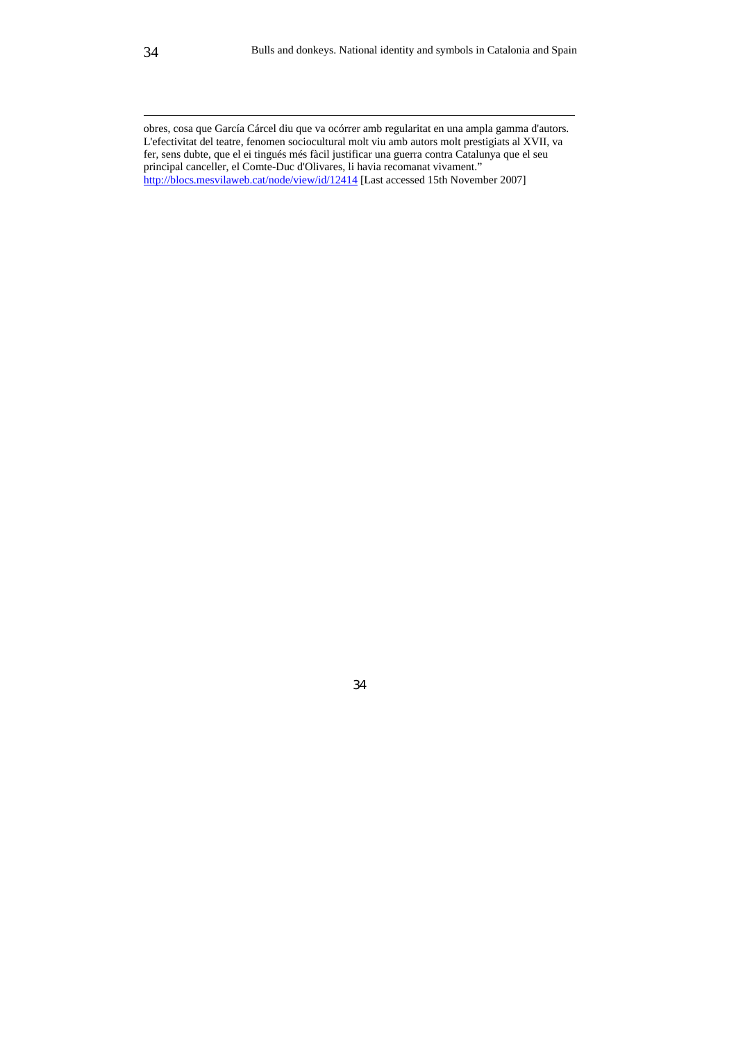obres, cosa que García Cárcel diu que va ocórrer amb regularitat en una ampla gamma d'autors. L'efectivitat del teatre, fenomen sociocultural molt viu amb autors molt prestigiats al XVII, va fer, sens dubte, que el ei tingués més fàcil justificar una guerra contra Catalunya que el seu principal canceller, el Comte-Duc d'Olivares, li havia recomanat vivament."
http://blocs.mesvilaweb.cat/node/view/id/12414 [Last accessed 15th November 2007]